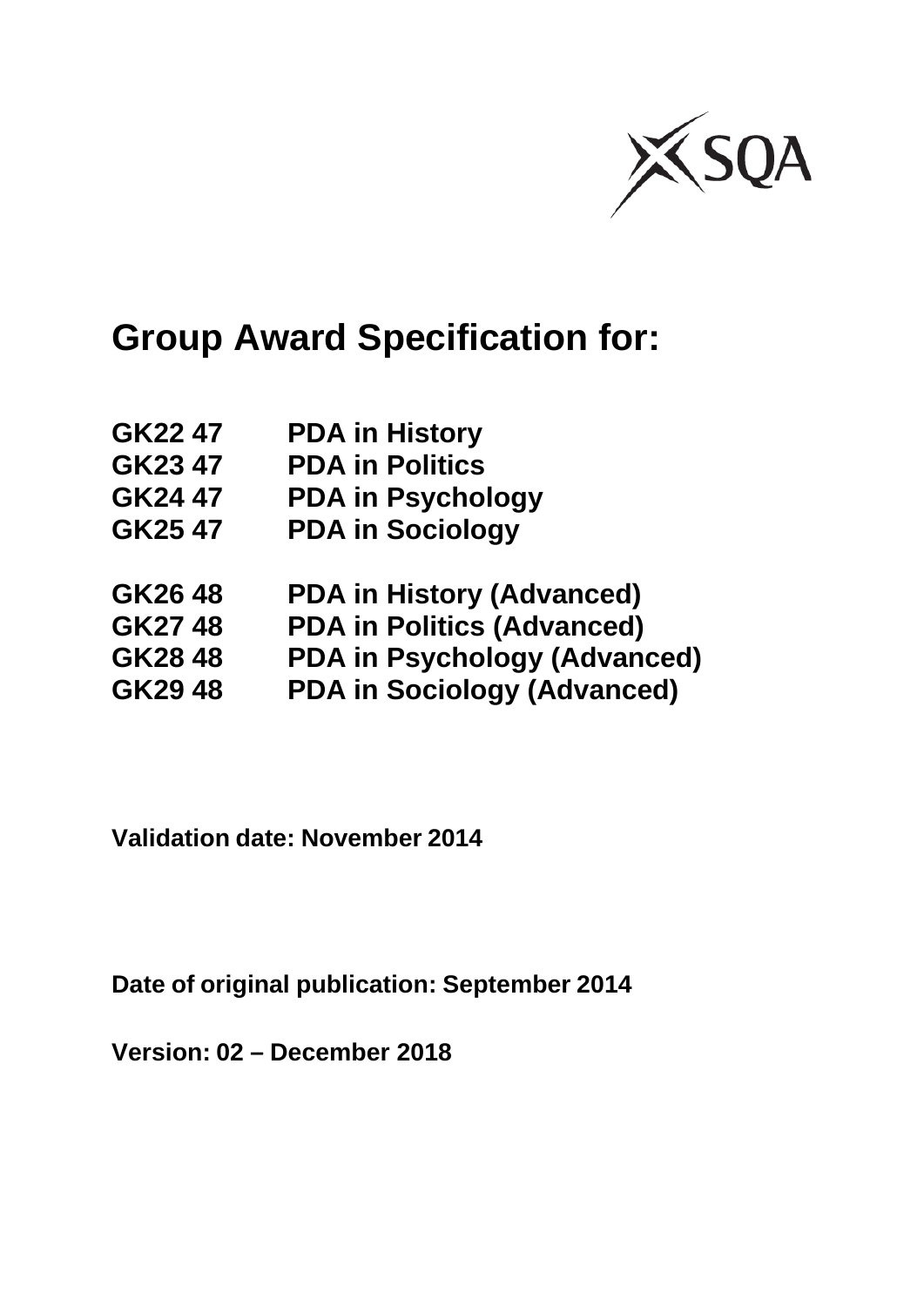# Group Award Specification for:

| | |
|---|---|
| **GK22 47** | **PDA in History** |
| **GK23 47** | **PDA in Politics** |
| **GK24 47** | **PDA in Psychology** |
| **GK25 47** | **PDA in Sociology** |
| **GK26 48** | **PDA in History (Advanced)** |
| **GK27 48** | **PDA in Politics (Advanced)** |
| **GK28 48** | **PDA in Psychology (Advanced)** |
| **GK29 48** | **PDA in Sociology (Advanced)** |

**Validation date: November 2014**

**Date of original publication: September 2014**

**Version: 02 – December 2018**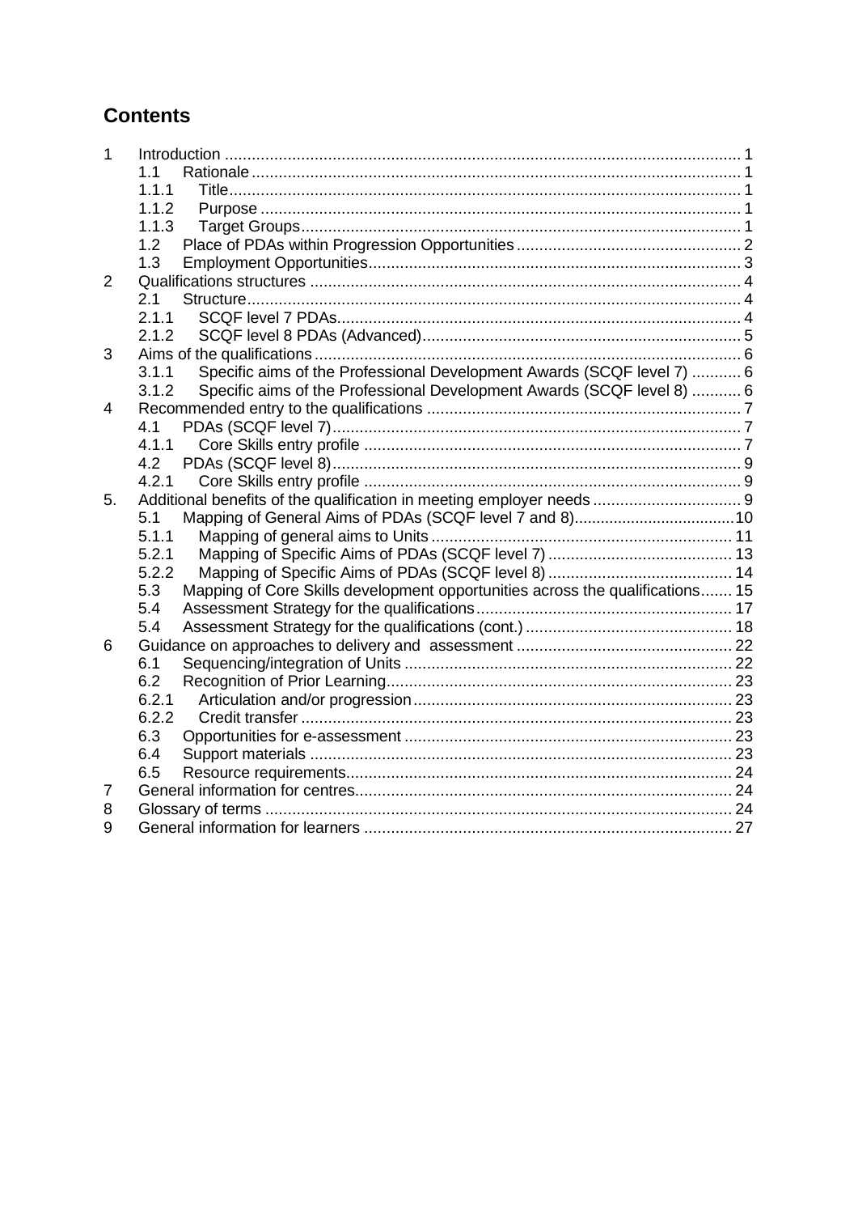# Contents

| | | |
|---|---|---|
| 1 | Introduction | 1 |
| 1.1 | Rationale | 1 |
| 1.1.1 | Title | 1 |
| 1.1.2 | Purpose | 1 |
| 1.1.3 | Target Groups | 1 |
| 1.2 | Place of PDAs within Progression Opportunities | 2 |
| 1.3 | Employment Opportunities | 3 |
| 2 | Qualifications structures | 4 |
| 2.1 | Structure | 4 |
| 2.1.1 | SCQF level 7 PDAs | 4 |
| 2.1.2 | SCQF level 8 PDAs (Advanced) | 5 |
| 3 | Aims of the qualifications | 6 |
| 3.1.1 | Specific aims of the Professional Development Awards (SCQF level 7) | 6 |
| 3.1.2 | Specific aims of the Professional Development Awards (SCQF level 8) | 6 |
| 4 | Recommended entry to the qualifications | 7 |
| 4.1 | PDAs (SCQF level 7) | 7 |
| 4.1.1 | Core Skills entry profile | 7 |
| 4.2 | PDAs (SCQF level 8) | 9 |
| 4.2.1 | Core Skills entry profile | 9 |
| 5. | Additional benefits of the qualification in meeting employer needs | 9 |
| 5.1 | Mapping of General Aims of PDAs (SCQF level 7 and 8) | 10 |
| 5.1.1 | Mapping of general aims to Units | 11 |
| 5.2.1 | Mapping of Specific Aims of PDAs (SCQF level 7) | 13 |
| 5.2.2 | Mapping of Specific Aims of PDAs (SCQF level 8) | 14 |
| 5.3 | Mapping of Core Skills development opportunities across the qualifications | 15 |
| 5.4 | Assessment Strategy for the qualifications | 17 |
| 5.4 | Assessment Strategy for the qualifications (cont.) | 18 |
| 6 | Guidance on approaches to delivery and assessment | 22 |
| 6.1 | Sequencing/integration of Units | 22 |
| 6.2 | Recognition of Prior Learning | 23 |
| 6.2.1 | Articulation and/or progression | 23 |
| 6.2.2 | Credit transfer | 23 |
| 6.3 | Opportunities for e-assessment | 23 |
| 6.4 | Support materials | 23 |
| 6.5 | Resource requirements | 24 |
| 7 | General information for centres | 24 |
| 8 | Glossary of terms | 24 |
| 9 | General information for learners | 27 |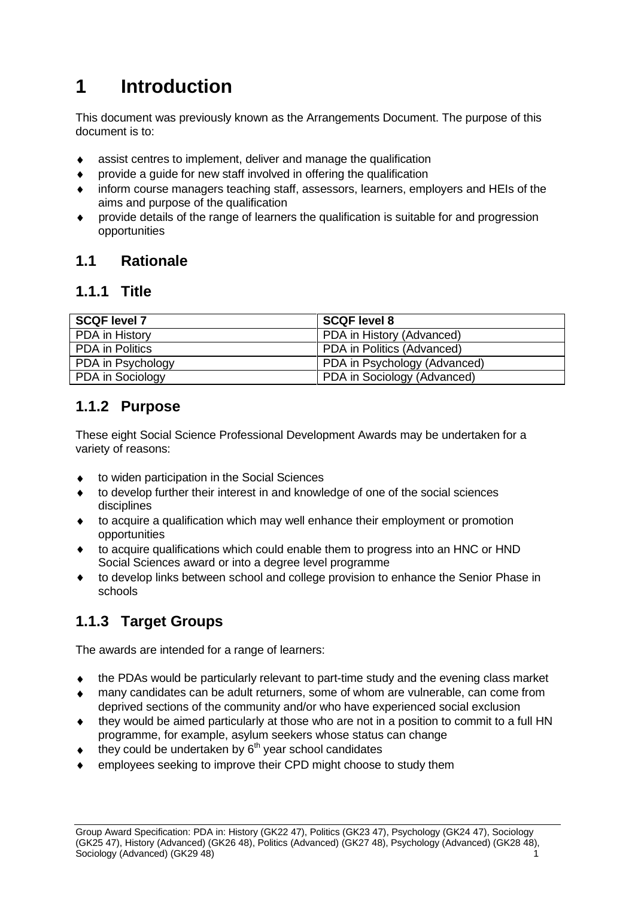# 1 Introduction

This document was previously known as the Arrangements Document. The purpose of this document is to:

- assist centres to implement, deliver and manage the qualification
- provide a guide for new staff involved in offering the qualification
- inform course managers teaching staff, assessors, learners, employers and HEIs of the aims and purpose of the qualification
- provide details of the range of learners the qualification is suitable for and progression opportunities

## 1.1 Rationale

### 1.1.1 Title

| SCQF level 7 | SCQF level 8 |
|---|---|
| PDA in History | PDA in History (Advanced) |
| PDA in Politics | PDA in Politics (Advanced) |
| PDA in Psychology | PDA in Psychology (Advanced) |
| PDA in Sociology | PDA in Sociology (Advanced) |

### 1.1.2 Purpose

These eight Social Science Professional Development Awards may be undertaken for a variety of reasons:

- to widen participation in the Social Sciences
- to develop further their interest in and knowledge of one of the social sciences disciplines
- to acquire a qualification which may well enhance their employment or promotion opportunities
- to acquire qualifications which could enable them to progress into an HNC or HND Social Sciences award or into a degree level programme
- to develop links between school and college provision to enhance the Senior Phase in schools

### 1.1.3 Target Groups

The awards are intended for a range of learners:

- the PDAs would be particularly relevant to part-time study and the evening class market
- many candidates can be adult returners, some of whom are vulnerable, can come from deprived sections of the community and/or who have experienced social exclusion
- they would be aimed particularly at those who are not in a position to commit to a full HN programme, for example, asylum seekers whose status can change
- they could be undertaken by 6th year school candidates
- employees seeking to improve their CPD might choose to study them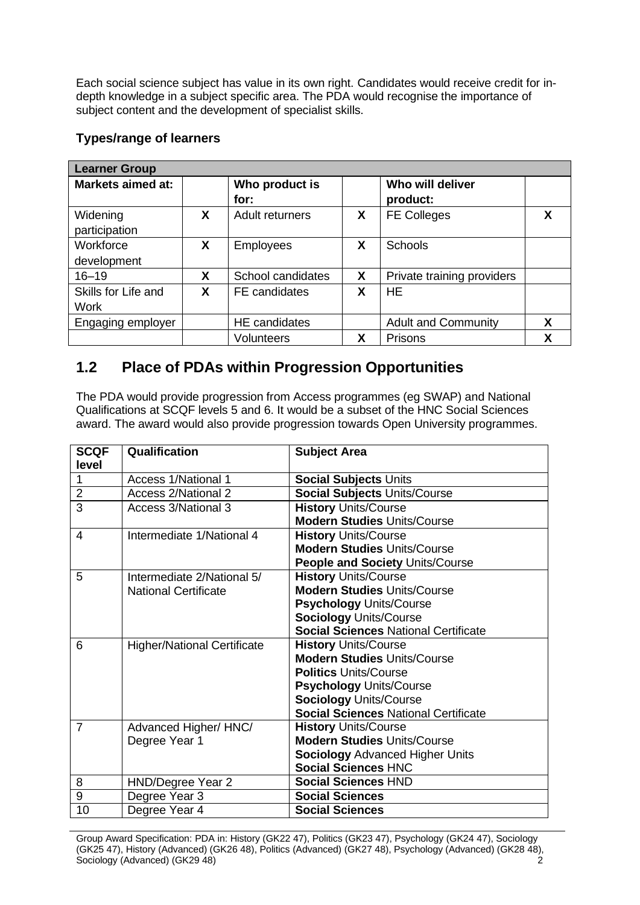Each social science subject has value in its own right. Candidates would receive credit for in-depth knowledge in a subject specific area. The PDA would recognise the importance of subject content and the development of specialist skills.

### Types/range of learners

| Learner Group | | | | | |
|---|---|---|---|---|---|
| **Markets aimed at:** | | **Who product is for:** | | **Who will deliver product:** | |
| Widening participation | X | Adult returners | X | FE Colleges | X |
| Workforce development | X | Employees | X | Schools | |
| 16–19 | X | School candidates | X | Private training providers | |
| Skills for Life and Work | X | FE candidates | X | HE | |
| Engaging employer | | HE candidates | | Adult and Community | X |
| | | Volunteers | X | Prisons | X |

## 1.2 Place of PDAs within Progression Opportunities

The PDA would provide progression from Access programmes (eg SWAP) and National Qualifications at SCQF levels 5 and 6. It would be a subset of the HNC Social Sciences award. The award would also provide progression towards Open University programmes.

| SCQF level | Qualification | Subject Area |
|---|---|---|
| 1 | Access 1/National 1 | **Social Subjects** Units |
| 2 | Access 2/National 2 | **Social Subjects** Units/Course |
| 3 | Access 3/National 3 | **History** Units/Course<br>**Modern Studies** Units/Course |
| 4 | Intermediate 1/National 4 | **History** Units/Course<br>**Modern Studies** Units/Course<br>**People and Society** Units/Course |
| 5 | Intermediate 2/National 5/ National Certificate | **History** Units/Course<br>**Modern Studies** Units/Course<br>**Psychology** Units/Course<br>**Sociology** Units/Course<br>**Social Sciences** National Certificate |
| 6 | Higher/National Certificate | **History** Units/Course<br>**Modern Studies** Units/Course<br>**Politics** Units/Course<br>**Psychology** Units/Course<br>**Sociology** Units/Course<br>**Social Sciences** National Certificate |
| 7 | Advanced Higher/ HNC/ Degree Year 1 | **History** Units/Course<br>**Modern Studies** Units/Course<br>**Sociology** Advanced Higher Units<br>**Social Sciences** HNC |
| 8 | HND/Degree Year 2 | **Social Sciences** HND |
| 9 | Degree Year 3 | **Social Sciences** |
| 10 | Degree Year 4 | **Social Sciences** |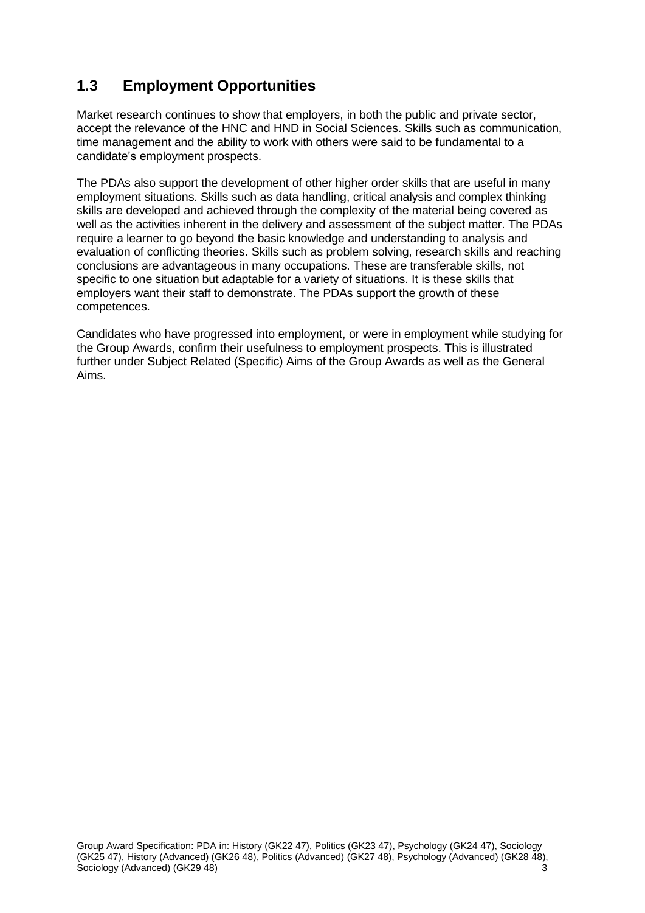## 1.3 Employment Opportunities

Market research continues to show that employers, in both the public and private sector, accept the relevance of the HNC and HND in Social Sciences. Skills such as communication, time management and the ability to work with others were said to be fundamental to a candidate's employment prospects.

The PDAs also support the development of other higher order skills that are useful in many employment situations. Skills such as data handling, critical analysis and complex thinking skills are developed and achieved through the complexity of the material being covered as well as the activities inherent in the delivery and assessment of the subject matter. The PDAs require a learner to go beyond the basic knowledge and understanding to analysis and evaluation of conflicting theories. Skills such as problem solving, research skills and reaching conclusions are advantageous in many occupations. These are transferable skills, not specific to one situation but adaptable for a variety of situations. It is these skills that employers want their staff to demonstrate. The PDAs support the growth of these competences.

Candidates who have progressed into employment, or were in employment while studying for the Group Awards, confirm their usefulness to employment prospects. This is illustrated further under Subject Related (Specific) Aims of the Group Awards as well as the General Aims.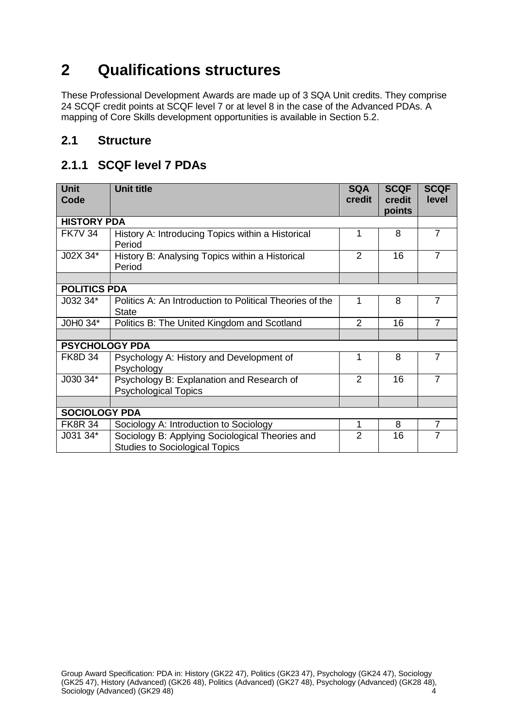# 2 Qualifications structures

These Professional Development Awards are made up of 3 SQA Unit credits. They comprise 24 SCQF credit points at SCQF level 7 or at level 8 in the case of the Advanced PDAs. A mapping of Core Skills development opportunities is available in Section 5.2.

## 2.1 Structure

### 2.1.1 SCQF level 7 PDAs

| Unit Code | Unit title | SQA credit | SCQF credit points | SCQF level |
|---|---|---|---|---|
| **HISTORY PDA** | | | | |
| FK7V 34 | History A: Introducing Topics within a Historical Period | 1 | 8 | 7 |
| J02X 34* | History B: Analysing Topics within a Historical Period | 2 | 16 | 7 |
| | | | | |
| **POLITICS PDA** | | | | |
| J032 34* | Politics A: An Introduction to Political Theories of the State | 1 | 8 | 7 |
| J0H0 34* | Politics B: The United Kingdom and Scotland | 2 | 16 | 7 |
| | | | | |
| **PSYCHOLOGY PDA** | | | | |
| FK8D 34 | Psychology A: History and Development of Psychology | 1 | 8 | 7 |
| J030 34* | Psychology B: Explanation and Research of Psychological Topics | 2 | 16 | 7 |
| | | | | |
| **SOCIOLOGY PDA** | | | | |
| FK8R 34 | Sociology A: Introduction to Sociology | 1 | 8 | 7 |
| J031 34* | Sociology B: Applying Sociological Theories and Studies to Sociological Topics | 2 | 16 | 7 |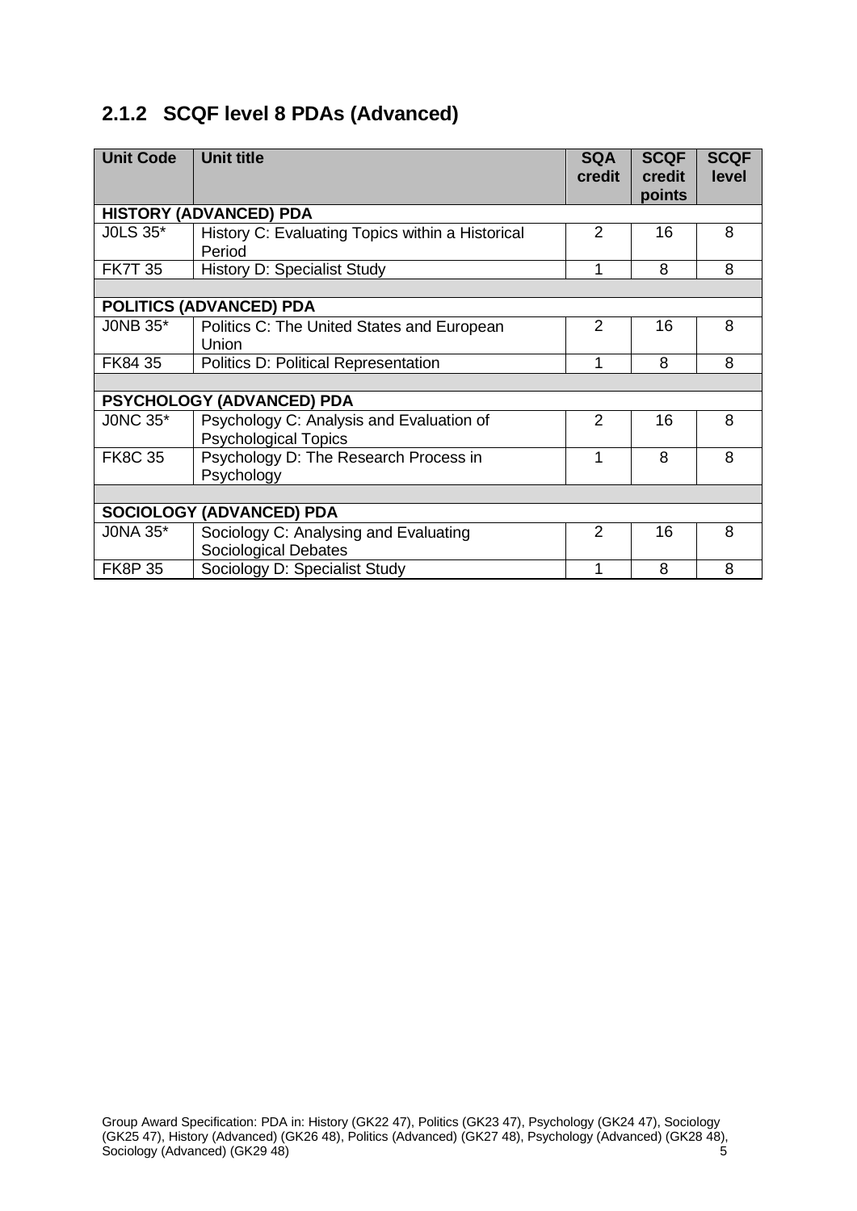### 2.1.2 SCQF level 8 PDAs (Advanced)

| Unit Code | Unit title | SQA credit | SCQF credit points | SCQF level |
|---|---|---|---|---|
| **HISTORY (ADVANCED) PDA** | | | | |
| J0LS 35* | History C: Evaluating Topics within a Historical Period | 2 | 16 | 8 |
| FK7T 35 | History D: Specialist Study | 1 | 8 | 8 |
| | | | | |
| **POLITICS (ADVANCED) PDA** | | | | |
| J0NB 35* | Politics C: The United States and European Union | 2 | 16 | 8 |
| FK84 35 | Politics D: Political Representation | 1 | 8 | 8 |
| | | | | |
| **PSYCHOLOGY (ADVANCED) PDA** | | | | |
| J0NC 35* | Psychology C: Analysis and Evaluation of Psychological Topics | 2 | 16 | 8 |
| FK8C 35 | Psychology D: The Research Process in Psychology | 1 | 8 | 8 |
| | | | | |
| **SOCIOLOGY (ADVANCED) PDA** | | | | |
| J0NA 35* | Sociology C: Analysing and Evaluating Sociological Debates | 2 | 16 | 8 |
| FK8P 35 | Sociology D: Specialist Study | 1 | 8 | 8 |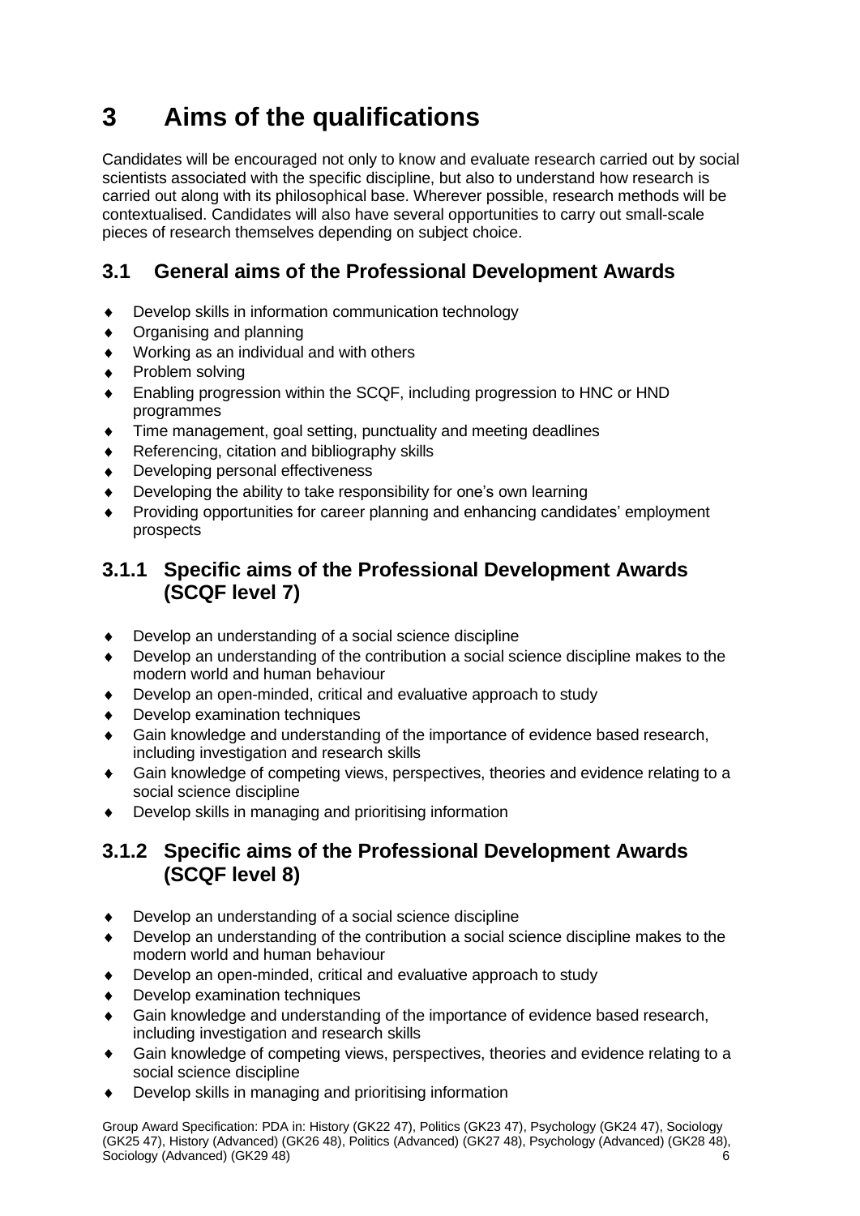# 3 Aims of the qualifications

Candidates will be encouraged not only to know and evaluate research carried out by social scientists associated with the specific discipline, but also to understand how research is carried out along with its philosophical base. Wherever possible, research methods will be contextualised. Candidates will also have several opportunities to carry out small-scale pieces of research themselves depending on subject choice.

## 3.1 General aims of the Professional Development Awards

- Develop skills in information communication technology
- Organising and planning
- Working as an individual and with others
- Problem solving
- Enabling progression within the SCQF, including progression to HNC or HND programmes
- Time management, goal setting, punctuality and meeting deadlines
- Referencing, citation and bibliography skills
- Developing personal effectiveness
- Developing the ability to take responsibility for one's own learning
- Providing opportunities for career planning and enhancing candidates' employment prospects

### 3.1.1 Specific aims of the Professional Development Awards (SCQF level 7)

- Develop an understanding of a social science discipline
- Develop an understanding of the contribution a social science discipline makes to the modern world and human behaviour
- Develop an open-minded, critical and evaluative approach to study
- Develop examination techniques
- Gain knowledge and understanding of the importance of evidence based research, including investigation and research skills
- Gain knowledge of competing views, perspectives, theories and evidence relating to a social science discipline
- Develop skills in managing and prioritising information

### 3.1.2 Specific aims of the Professional Development Awards (SCQF level 8)

- Develop an understanding of a social science discipline
- Develop an understanding of the contribution a social science discipline makes to the modern world and human behaviour
- Develop an open-minded, critical and evaluative approach to study
- Develop examination techniques
- Gain knowledge and understanding of the importance of evidence based research, including investigation and research skills
- Gain knowledge of competing views, perspectives, theories and evidence relating to a social science discipline
- Develop skills in managing and prioritising information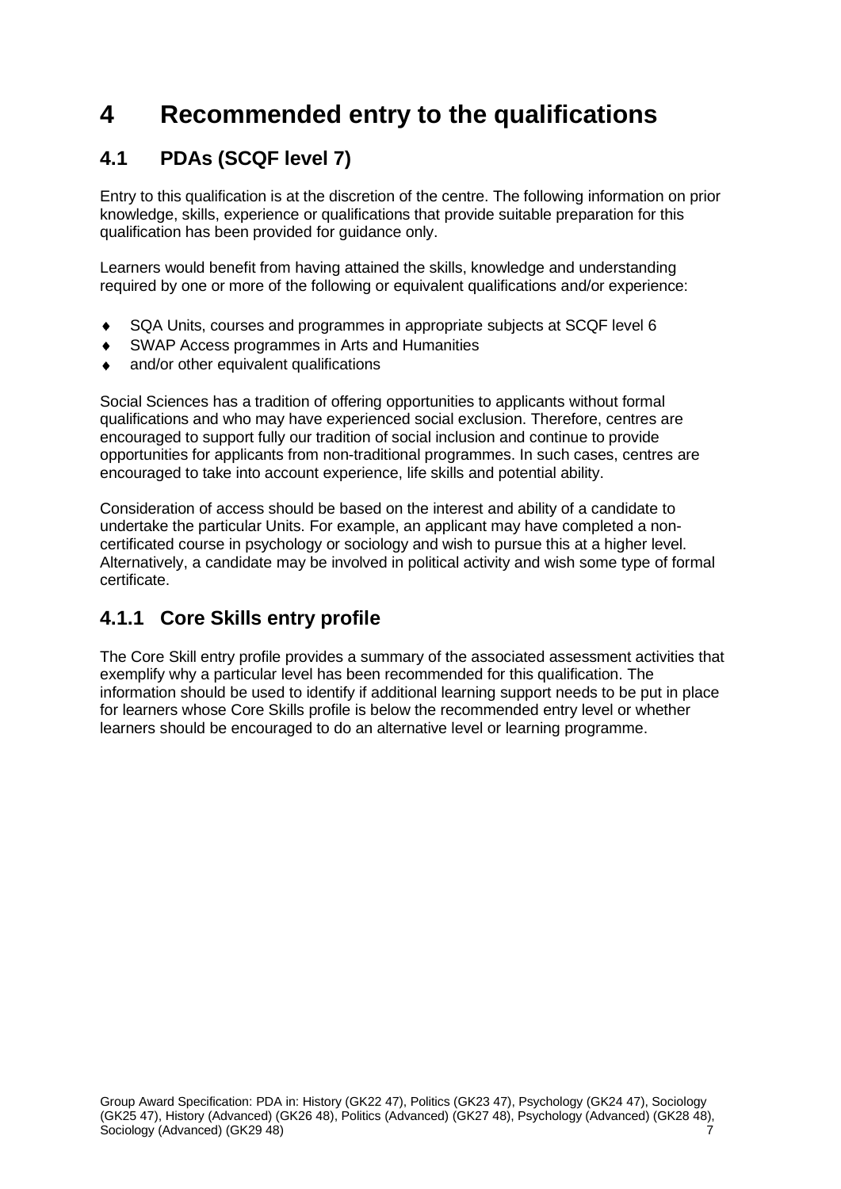# 4 Recommended entry to the qualifications

## 4.1 PDAs (SCQF level 7)

Entry to this qualification is at the discretion of the centre. The following information on prior knowledge, skills, experience or qualifications that provide suitable preparation for this qualification has been provided for guidance only.

Learners would benefit from having attained the skills, knowledge and understanding required by one or more of the following or equivalent qualifications and/or experience:

- SQA Units, courses and programmes in appropriate subjects at SCQF level 6
- SWAP Access programmes in Arts and Humanities
- and/or other equivalent qualifications

Social Sciences has a tradition of offering opportunities to applicants without formal qualifications and who may have experienced social exclusion. Therefore, centres are encouraged to support fully our tradition of social inclusion and continue to provide opportunities for applicants from non-traditional programmes. In such cases, centres are encouraged to take into account experience, life skills and potential ability.

Consideration of access should be based on the interest and ability of a candidate to undertake the particular Units. For example, an applicant may have completed a non-certificated course in psychology or sociology and wish to pursue this at a higher level. Alternatively, a candidate may be involved in political activity and wish some type of formal certificate.

### 4.1.1 Core Skills entry profile

The Core Skill entry profile provides a summary of the associated assessment activities that exemplify why a particular level has been recommended for this qualification. The information should be used to identify if additional learning support needs to be put in place for learners whose Core Skills profile is below the recommended entry level or whether learners should be encouraged to do an alternative level or learning programme.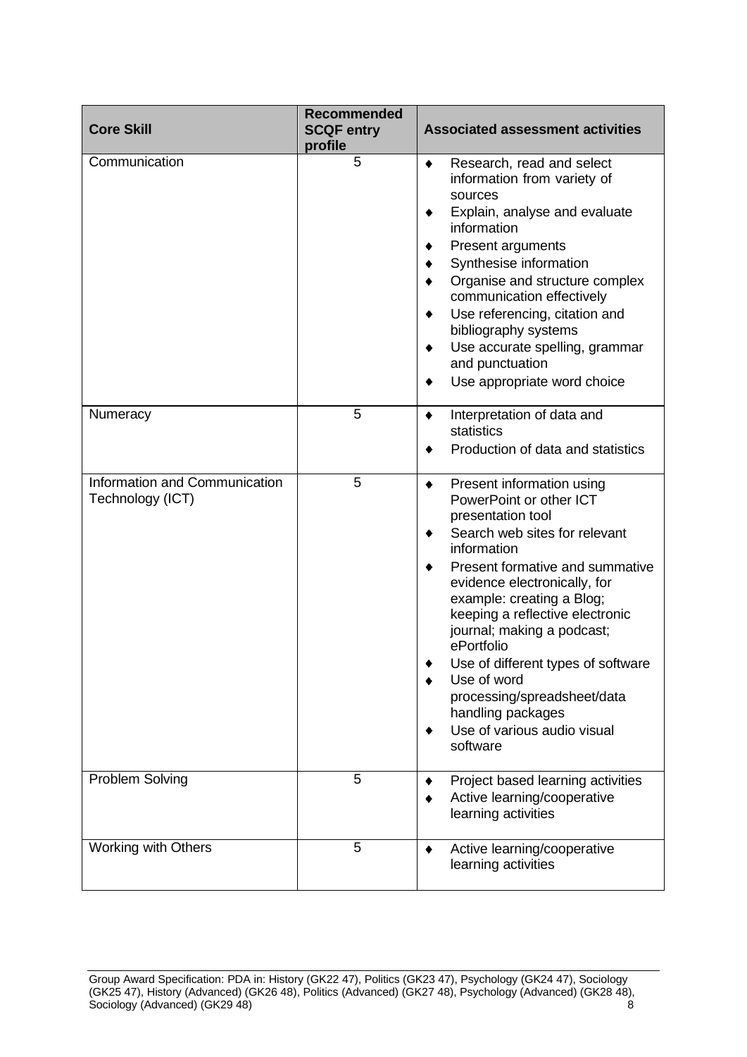| Core Skill | Recommended SCQF entry profile | Associated assessment activities |
|---|---|---|
| Communication | 5 | ♦ Research, read and select information from variety of sources<br>♦ Explain, analyse and evaluate information<br>♦ Present arguments<br>♦ Synthesise information<br>♦ Organise and structure complex communication effectively<br>♦ Use referencing, citation and bibliography systems<br>♦ Use accurate spelling, grammar and punctuation<br>♦ Use appropriate word choice |
| Numeracy | 5 | ♦ Interpretation of data and statistics<br>♦ Production of data and statistics |
| Information and Communication Technology (ICT) | 5 | ♦ Present information using PowerPoint or other ICT presentation tool<br>♦ Search web sites for relevant information<br>♦ Present formative and summative evidence electronically, for example: creating a Blog; keeping a reflective electronic journal; making a podcast; ePortfolio<br>♦ Use of different types of software<br>♦ Use of word processing/spreadsheet/data handling packages<br>♦ Use of various audio visual software |
| Problem Solving | 5 | ♦ Project based learning activities<br>♦ Active learning/cooperative learning activities |
| Working with Others | 5 | ♦ Active learning/cooperative learning activities |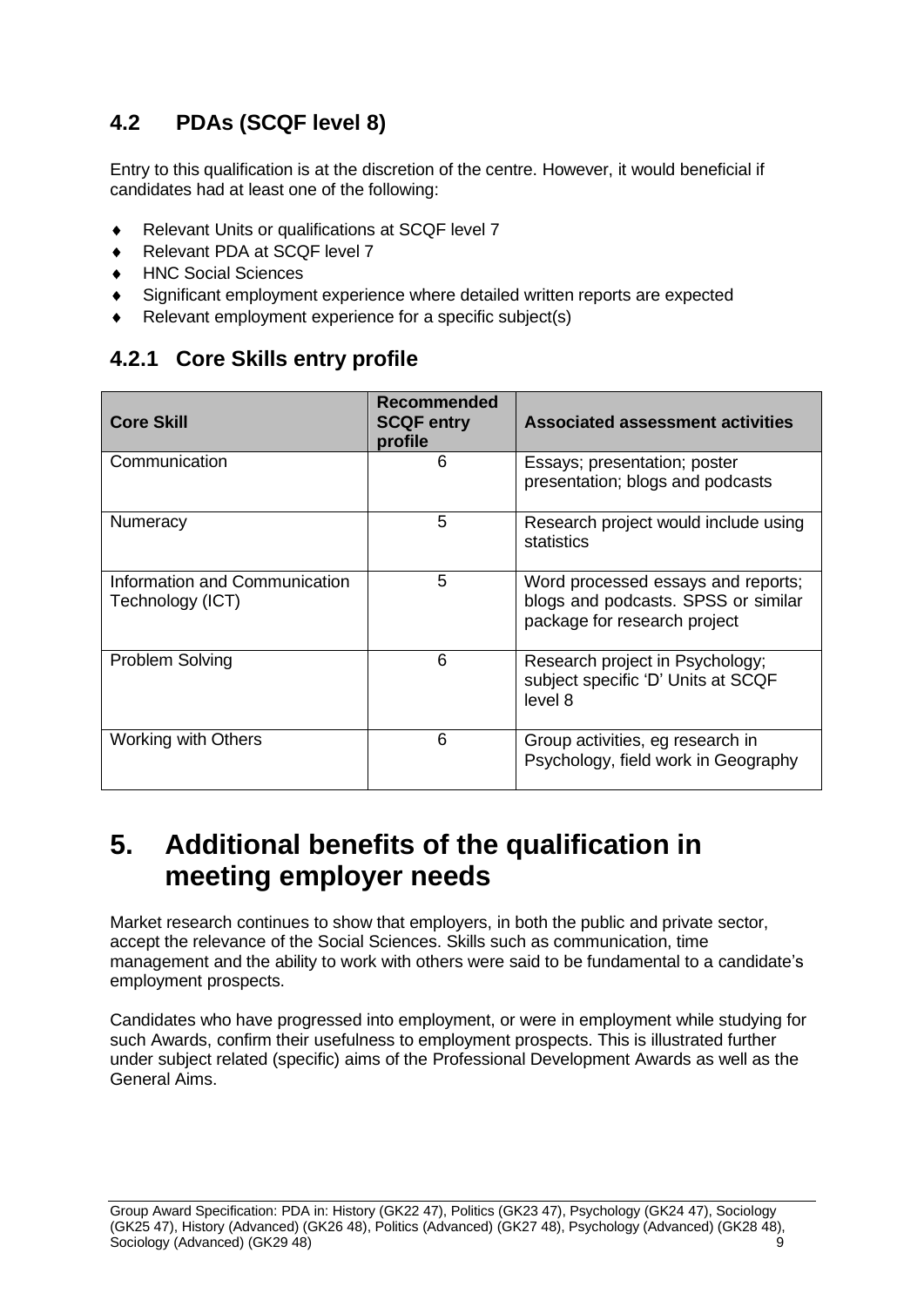### 4.2 PDAs (SCQF level 8)

Entry to this qualification is at the discretion of the centre. However, it would beneficial if candidates had at least one of the following:

- Relevant Units or qualifications at SCQF level 7
- Relevant PDA at SCQF level 7
- HNC Social Sciences
- Significant employment experience where detailed written reports are expected
- Relevant employment experience for a specific subject(s)

#### 4.2.1 Core Skills entry profile

| Core Skill | Recommended SCQF entry profile | Associated assessment activities |
|---|---|---|
| Communication | 6 | Essays; presentation; poster presentation; blogs and podcasts |
| Numeracy | 5 | Research project would include using statistics |
| Information and Communication Technology (ICT) | 5 | Word processed essays and reports; blogs and podcasts. SPSS or similar package for research project |
| Problem Solving | 6 | Research project in Psychology; subject specific 'D' Units at SCQF level 8 |
| Working with Others | 6 | Group activities, eg research in Psychology, field work in Geography |

## 5. Additional benefits of the qualification in meeting employer needs

Market research continues to show that employers, in both the public and private sector, accept the relevance of the Social Sciences. Skills such as communication, time management and the ability to work with others were said to be fundamental to a candidate's employment prospects.

Candidates who have progressed into employment, or were in employment while studying for such Awards, confirm their usefulness to employment prospects. This is illustrated further under subject related (specific) aims of the Professional Development Awards as well as the General Aims.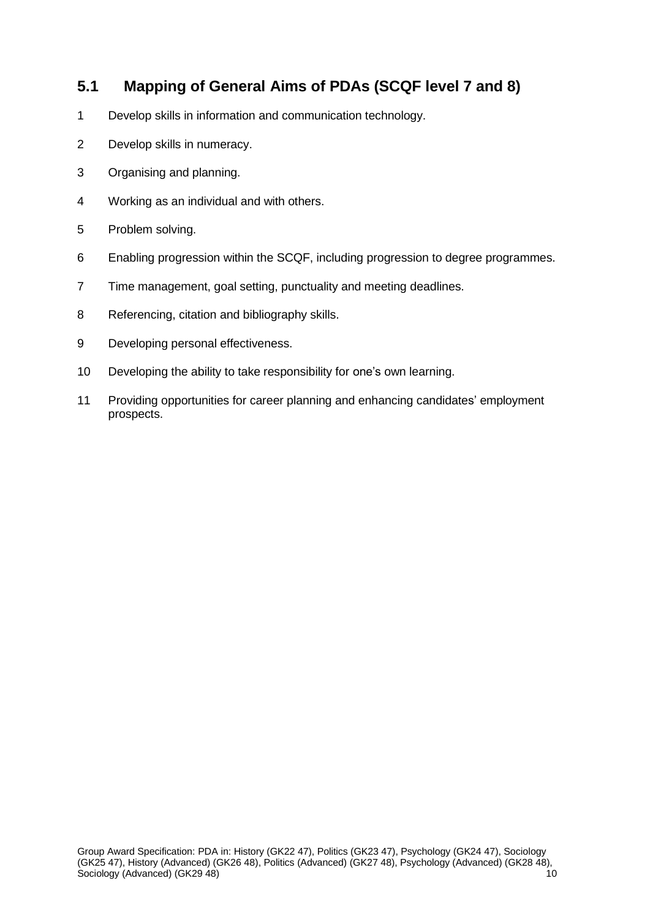## 5.1 Mapping of General Aims of PDAs (SCQF level 7 and 8)

1. Develop skills in information and communication technology.
2. Develop skills in numeracy.
3. Organising and planning.
4. Working as an individual and with others.
5. Problem solving.
6. Enabling progression within the SCQF, including progression to degree programmes.
7. Time management, goal setting, punctuality and meeting deadlines.
8. Referencing, citation and bibliography skills.
9. Developing personal effectiveness.
10. Developing the ability to take responsibility for one's own learning.
11. Providing opportunities for career planning and enhancing candidates' employment prospects.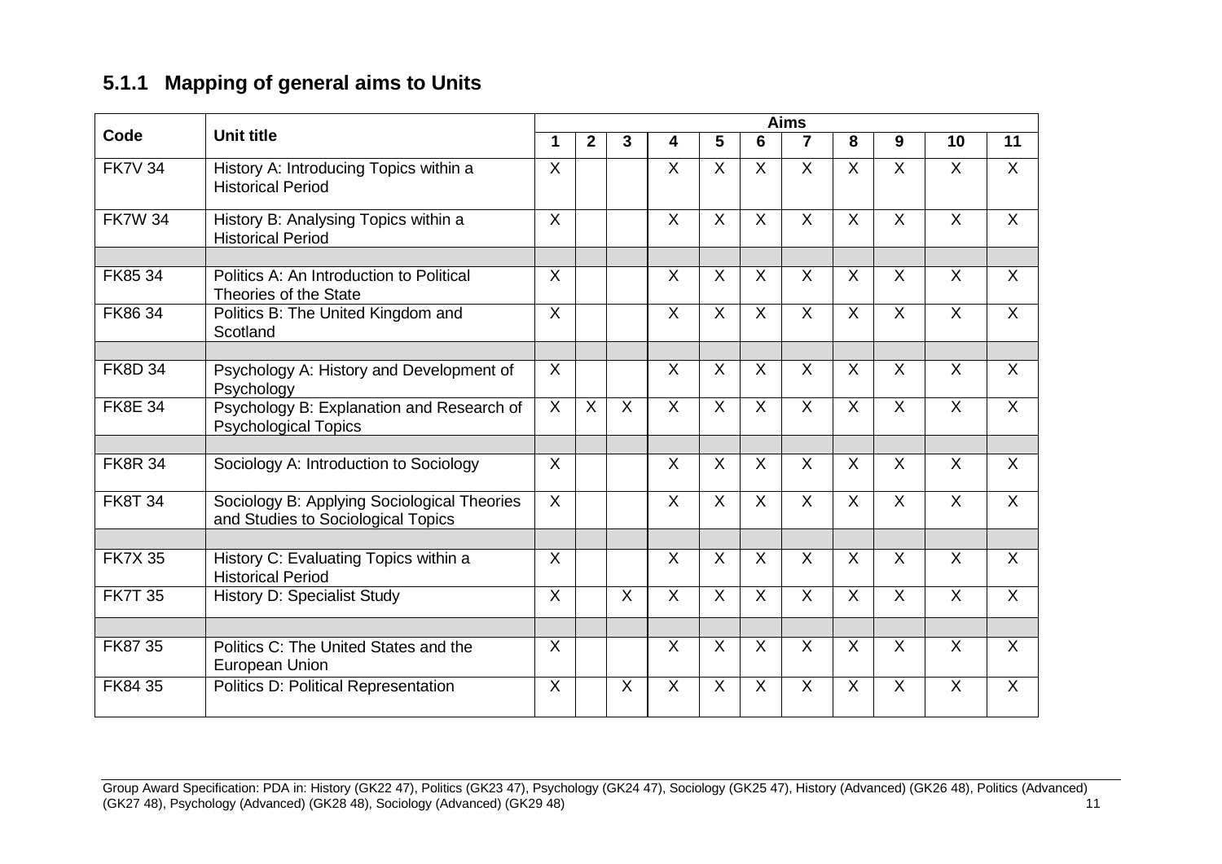### 5.1.1 Mapping of general aims to Units

| Code | Unit title | Aims | | | | | | | | | | |
|---|---|---|---|---|---|---|---|---|---|---|---|---|
| | | 1 | 2 | 3 | 4 | 5 | 6 | 7 | 8 | 9 | 10 | 11 |
| FK7V 34 | History A: Introducing Topics within a Historical Period | X | | | X | X | X | X | X | X | X | X |
| FK7W 34 | History B: Analysing Topics within a Historical Period | X | | | X | X | X | X | X | X | X | X |
| | | | | | | | | | | | | |
| FK85 34 | Politics A: An Introduction to Political Theories of the State | X | | | X | X | X | X | X | X | X | X |
| FK86 34 | Politics B: The United Kingdom and Scotland | X | | | X | X | X | X | X | X | X | X |
| | | | | | | | | | | | | |
| FK8D 34 | Psychology A: History and Development of Psychology | X | | | X | X | X | X | X | X | X | X |
| FK8E 34 | Psychology B: Explanation and Research of Psychological Topics | X | X | X | X | X | X | X | X | X | X | X |
| | | | | | | | | | | | | |
| FK8R 34 | Sociology A: Introduction to Sociology | X | | | X | X | X | X | X | X | X | X |
| FK8T 34 | Sociology B: Applying Sociological Theories and Studies to Sociological Topics | X | | | X | X | X | X | X | X | X | X |
| | | | | | | | | | | | | |
| FK7X 35 | History C: Evaluating Topics within a Historical Period | X | | | X | X | X | X | X | X | X | X |
| FK7T 35 | History D: Specialist Study | X | | X | X | X | X | X | X | X | X | X |
| | | | | | | | | | | | | |
| FK87 35 | Politics C: The United States and the European Union | X | | | X | X | X | X | X | X | X | X |
| FK84 35 | Politics D: Political Representation | X | | X | X | X | X | X | X | X | X | X |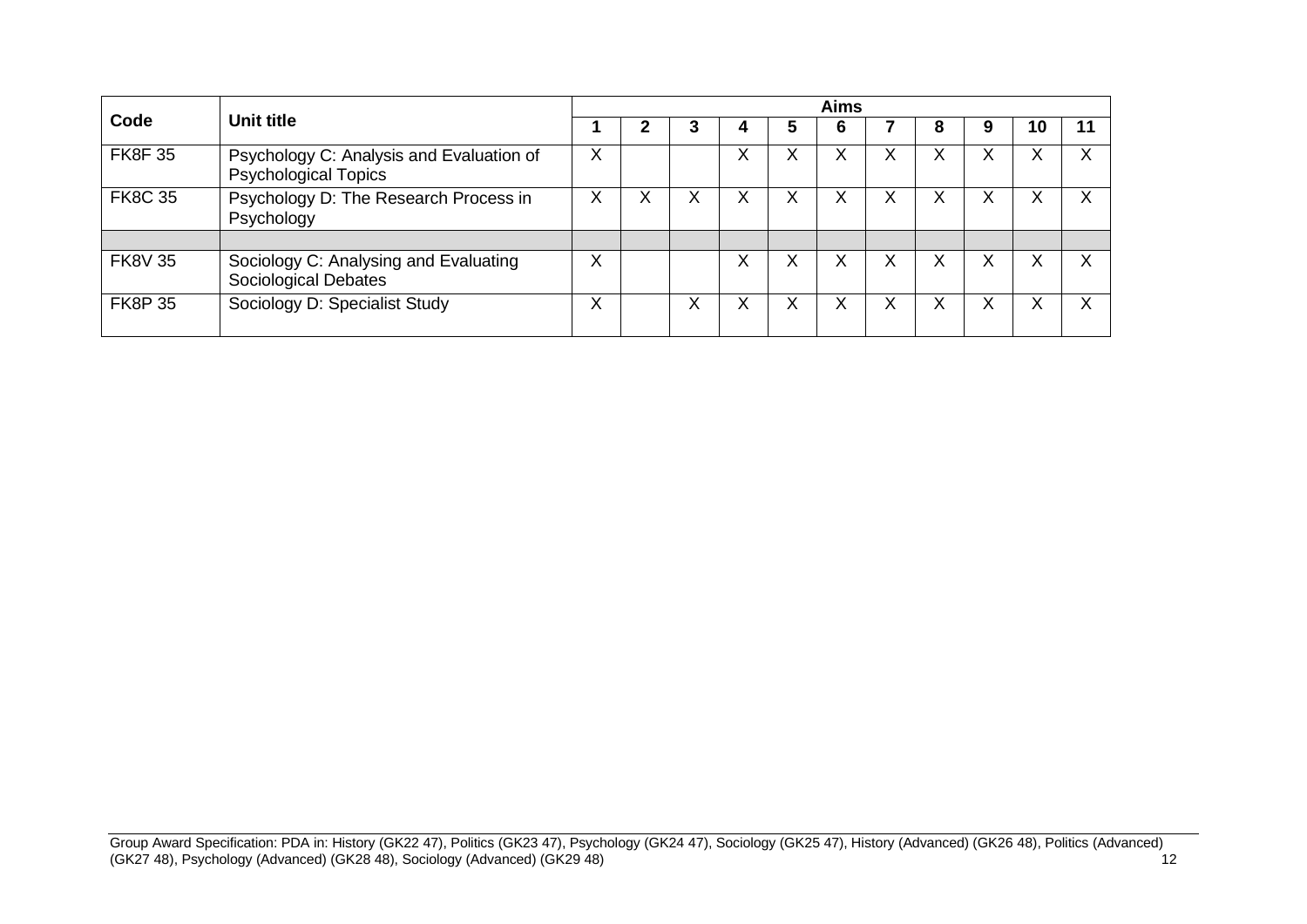| Code | Unit title | Aims | | | | | | | | | | |
|---|---|---|---|---|---|---|---|---|---|---|---|---|
| | | 1 | 2 | 3 | 4 | 5 | 6 | 7 | 8 | 9 | 10 | 11 |
| FK8F 35 | Psychology C: Analysis and Evaluation of Psychological Topics | X | | | X | X | X | X | X | X | X | X |
| FK8C 35 | Psychology D: The Research Process in Psychology | X | X | X | X | X | X | X | X | X | X | X |
| | | | | | | | | | | | | |
| FK8V 35 | Sociology C: Analysing and Evaluating Sociological Debates | X | | | X | X | X | X | X | X | X | X |
| FK8P 35 | Sociology D: Specialist Study | X | | X | X | X | X | X | X | X | X | X |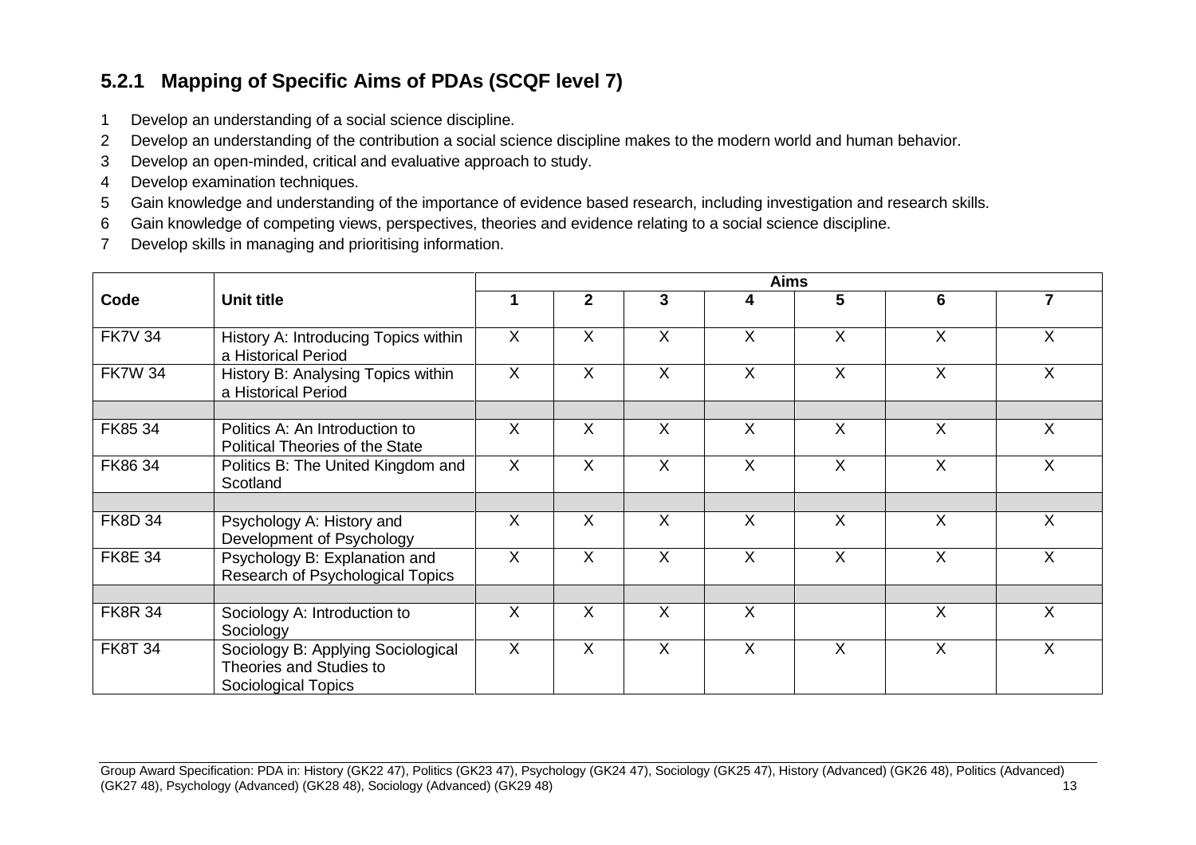### 5.2.1 Mapping of Specific Aims of PDAs (SCQF level 7)

1. Develop an understanding of a social science discipline.
2. Develop an understanding of the contribution a social science discipline makes to the modern world and human behavior.
3. Develop an open-minded, critical and evaluative approach to study.
4. Develop examination techniques.
5. Gain knowledge and understanding of the importance of evidence based research, including investigation and research skills.
6. Gain knowledge of competing views, perspectives, theories and evidence relating to a social science discipline.
7. Develop skills in managing and prioritising information.

| Code | Unit title | Aims | | | | | | |
|---|---|---|---|---|---|---|---|---|
| | | 1 | 2 | 3 | 4 | 5 | 6 | 7 |
| FK7V 34 | History A: Introducing Topics within a Historical Period | X | X | X | X | X | X | X |
| FK7W 34 | History B: Analysing Topics within a Historical Period | X | X | X | X | X | X | X |
| | | | | | | | | |
| FK85 34 | Politics A: An Introduction to Political Theories of the State | X | X | X | X | X | X | X |
| FK86 34 | Politics B: The United Kingdom and Scotland | X | X | X | X | X | X | X |
| | | | | | | | | |
| FK8D 34 | Psychology A: History and Development of Psychology | X | X | X | X | X | X | X |
| FK8E 34 | Psychology B: Explanation and Research of Psychological Topics | X | X | X | X | X | X | X |
| | | | | | | | | |
| FK8R 34 | Sociology A: Introduction to Sociology | X | X | X | X | | X | X |
| FK8T 34 | Sociology B: Applying Sociological Theories and Studies to Sociological Topics | X | X | X | X | X | X | X |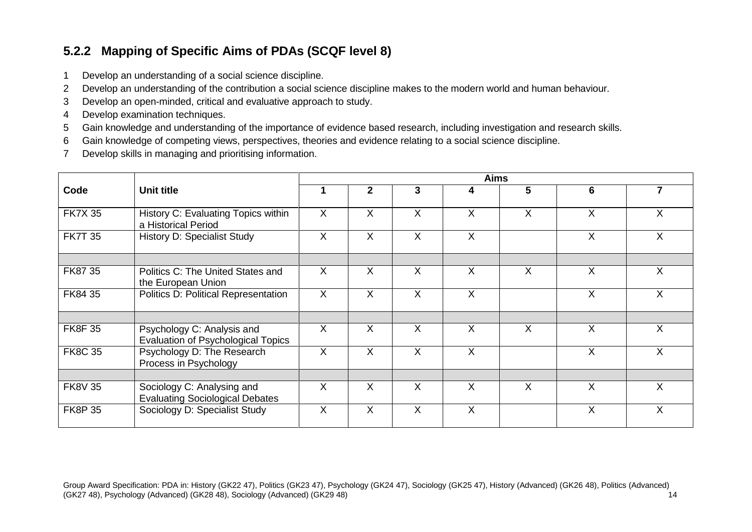### 5.2.2 Mapping of Specific Aims of PDAs (SCQF level 8)

1. Develop an understanding of a social science discipline.
2. Develop an understanding of the contribution a social science discipline makes to the modern world and human behaviour.
3. Develop an open-minded, critical and evaluative approach to study.
4. Develop examination techniques.
5. Gain knowledge and understanding of the importance of evidence based research, including investigation and research skills.
6. Gain knowledge of competing views, perspectives, theories and evidence relating to a social science discipline.
7. Develop skills in managing and prioritising information.

| Code | Unit title | Aims | | | | | | |
|---|---|---|---|---|---|---|---|---|
| | | 1 | 2 | 3 | 4 | 5 | 6 | 7 |
| FK7X 35 | History C: Evaluating Topics within a Historical Period | X | X | X | X | X | X | X |
| FK7T 35 | History D: Specialist Study | X | X | X | X | | X | X |
| | | | | | | | | |
| FK87 35 | Politics C: The United States and the European Union | X | X | X | X | X | X | X |
| FK84 35 | Politics D: Political Representation | X | X | X | X | | X | X |
| | | | | | | | | |
| FK8F 35 | Psychology C: Analysis and Evaluation of Psychological Topics | X | X | X | X | X | X | X |
| FK8C 35 | Psychology D: The Research Process in Psychology | X | X | X | X | | X | X |
| | | | | | | | | |
| FK8V 35 | Sociology C: Analysing and Evaluating Sociological Debates | X | X | X | X | X | X | X |
| FK8P 35 | Sociology D: Specialist Study | X | X | X | X | | X | X |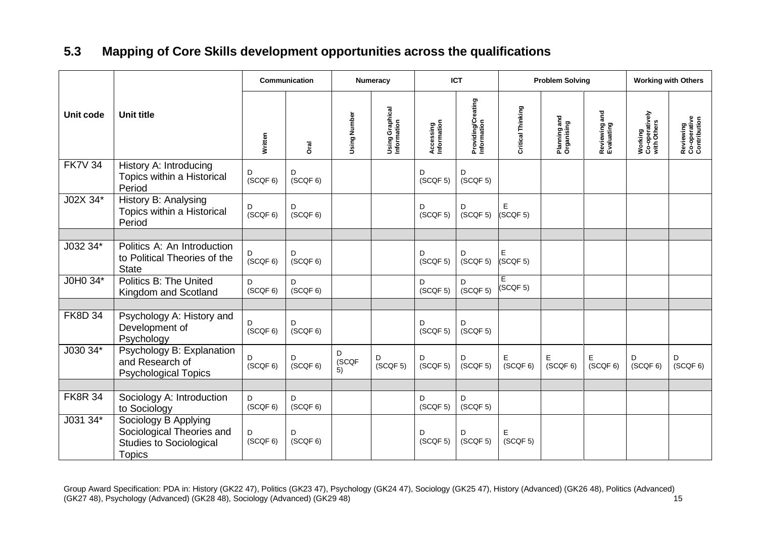## 5.3 Mapping of Core Skills development opportunities across the qualifications

| Unit code | Unit title | Communication | | Numeracy | | ICT | | Problem Solving | | | Working with Others | |
|---|---|---|---|---|---|---|---|---|---|---|---|---|
| | | Written | Oral | Using Number | Using Graphical Information | Accessing Information | Providing/Creating Information | Critical Thinking | Planning and Organising | Reviewing and Evaluating | Working Co-operatively with Others | Reviewing Co-operative Contribution |
| FK7V 34 | History A: Introducing Topics within a Historical Period | D (SCQF 6) | D (SCQF 6) | | | D (SCQF 5) | D (SCQF 5) | | | | | |
| J02X 34* | History B: Analysing Topics within a Historical Period | D (SCQF 6) | D (SCQF 6) | | | D (SCQF 5) | D (SCQF 5) | E (SCQF 5) | | | | |
| | | | | | | | | | | | | |
| J032 34* | Politics A: An Introduction to Political Theories of the State | D (SCQF 6) | D (SCQF 6) | | | D (SCQF 5) | D (SCQF 5) | E (SCQF 5) | | | | |
| J0H0 34* | Politics B: The United Kingdom and Scotland | D (SCQF 6) | D (SCQF 6) | | | D (SCQF 5) | D (SCQF 5) | E (SCQF 5) | | | | |
| | | | | | | | | | | | | |
| FK8D 34 | Psychology A: History and Development of Psychology | D (SCQF 6) | D (SCQF 6) | | | D (SCQF 5) | D (SCQF 5) | | | | | |
| J030 34* | Psychology B: Explanation and Research of Psychological Topics | D (SCQF 6) | D (SCQF 6) | D (SCQF 5) | D (SCQF 5) | D (SCQF 5) | D (SCQF 5) | E (SCQF 6) | E (SCQF 6) | E (SCQF 6) | D (SCQF 6) | D (SCQF 6) |
| | | | | | | | | | | | | |
| FK8R 34 | Sociology A: Introduction to Sociology | D (SCQF 6) | D (SCQF 6) | | | D (SCQF 5) | D (SCQF 5) | | | | | |
| J031 34* | Sociology B Applying Sociological Theories and Studies to Sociological Topics | D (SCQF 6) | D (SCQF 6) | | | D (SCQF 5) | D (SCQF 5) | E (SCQF 5) | | | | |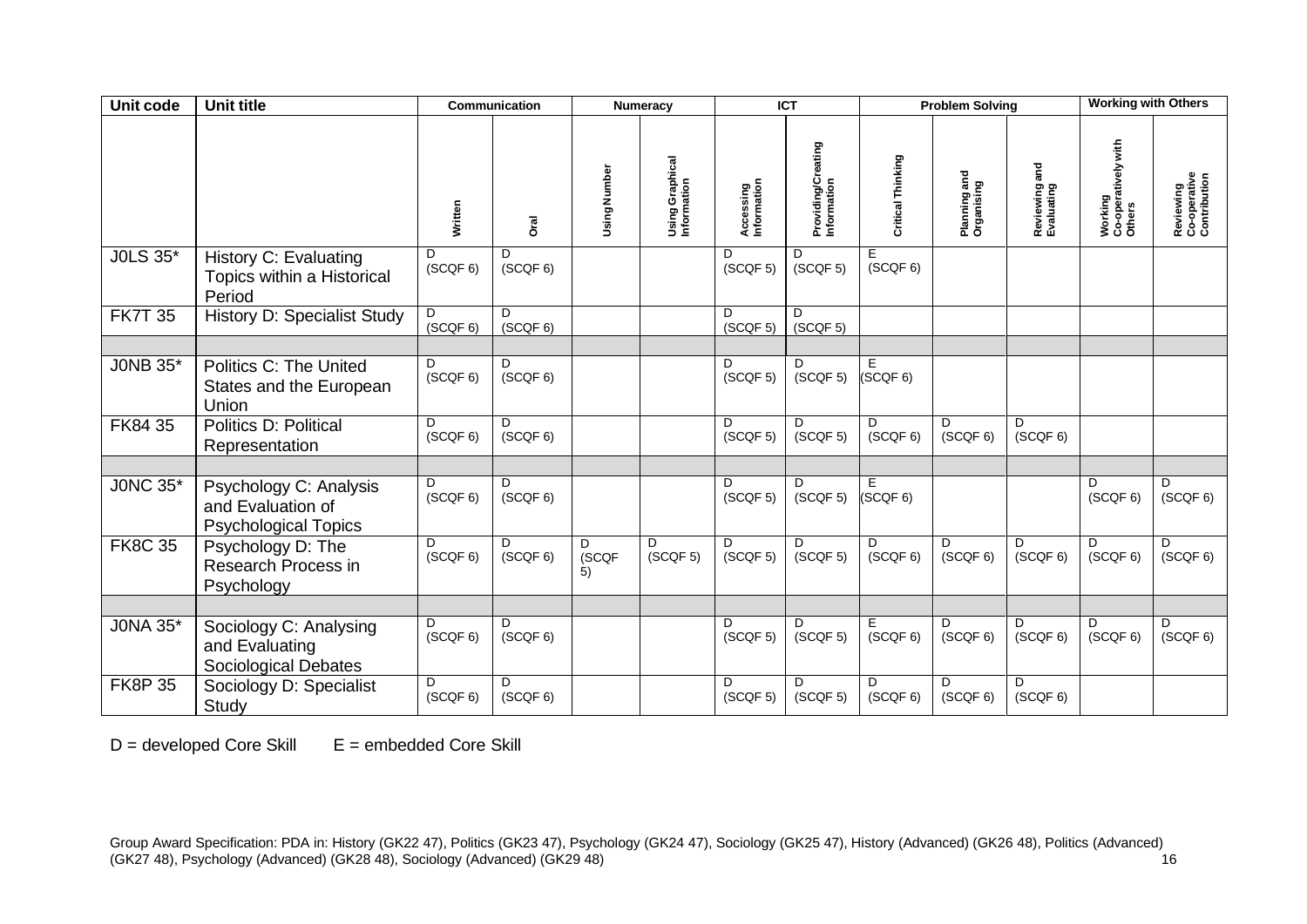| Unit code | Unit title | Communication | | Numeracy | | ICT | | Problem Solving | | | Working with Others | |
|---|---|---|---|---|---|---|---|---|---|---|---|---|
| | | Written | Oral | Using Number | Using Graphical Information | Accessing Information | Providing/Creating Information | Critical Thinking | Planning and Organising | Reviewing and Evaluating | Working Co-operatively with Others | Reviewing Co-operative Contribution |
| J0LS 35* | History C: Evaluating Topics within a Historical Period | D (SCQF 6) | D (SCQF 6) | | | D (SCQF 5) | D (SCQF 5) | E (SCQF 6) | | | | |
| FK7T 35 | History D: Specialist Study | D (SCQF 6) | D (SCQF 6) | | | D (SCQF 5) | D (SCQF 5) | | | | | |
| | | | | | | | | | | | | |
| J0NB 35* | Politics C: The United States and the European Union | D (SCQF 6) | D (SCQF 6) | | | D (SCQF 5) | D (SCQF 5) | E (SCQF 6) | | | | |
| FK84 35 | Politics D: Political Representation | D (SCQF 6) | D (SCQF 6) | | | D (SCQF 5) | D (SCQF 5) | D (SCQF 6) | D (SCQF 6) | D (SCQF 6) | | |
| | | | | | | | | | | | | |
| J0NC 35* | Psychology C: Analysis and Evaluation of Psychological Topics | D (SCQF 6) | D (SCQF 6) | | | D (SCQF 5) | D (SCQF 5) | E (SCQF 6) | | | D (SCQF 6) | D (SCQF 6) |
| FK8C 35 | Psychology D: The Research Process in Psychology | D (SCQF 6) | D (SCQF 6) | D (SCQF 5) | D (SCQF 5) | D (SCQF 5) | D (SCQF 5) | D (SCQF 6) | D (SCQF 6) | D (SCQF 6) | D (SCQF 6) | D (SCQF 6) |
| | | | | | | | | | | | | |
| J0NA 35* | Sociology C: Analysing and Evaluating Sociological Debates | D (SCQF 6) | D (SCQF 6) | | | D (SCQF 5) | D (SCQF 5) | E (SCQF 6) | D (SCQF 6) | D (SCQF 6) | D (SCQF 6) | D (SCQF 6) |
| FK8P 35 | Sociology D: Specialist Study | D (SCQF 6) | D (SCQF 6) | | | D (SCQF 5) | D (SCQF 5) | D (SCQF 6) | D (SCQF 6) | D (SCQF 6) | | |

D = developed Core Skill E = embedded Core Skill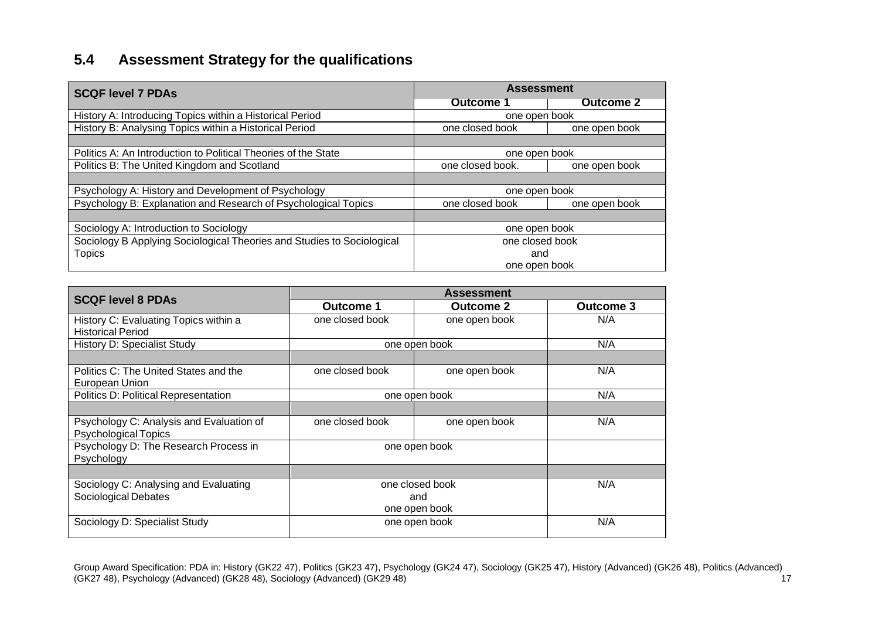## 5.4 Assessment Strategy for the qualifications

| SCQF level 7 PDAs | Assessment | |
|---|---|---|
| | Outcome 1 | Outcome 2 |
| History A: Introducing Topics within a Historical Period | one open book | |
| History B: Analysing Topics within a Historical Period | one closed book | one open book |
| | | |
| Politics A: An Introduction to Political Theories of the State | one open book | |
| Politics B: The United Kingdom and Scotland | one closed book. | one open book |
| | | |
| Psychology A: History and Development of Psychology | one open book | |
| Psychology B: Explanation and Research of Psychological Topics | one closed book | one open book |
| | | |
| Sociology A: Introduction to Sociology | one open book | |
| Sociology B Applying Sociological Theories and Studies to Sociological Topics | one closed book and one open book | |

| SCQF level 8 PDAs | Assessment | | |
|---|---|---|---|
| | Outcome 1 | Outcome 2 | Outcome 3 |
| History C: Evaluating Topics within a Historical Period | one closed book | one open book | N/A |
| History D: Specialist Study | one open book | | N/A |
| | | | |
| Politics C: The United States and the European Union | one closed book | one open book | N/A |
| Politics D: Political Representation | one open book | | N/A |
| | | | |
| Psychology C: Analysis and Evaluation of Psychological Topics | one closed book | one open book | N/A |
| Psychology D: The Research Process in Psychology | one open book | | |
| | | | |
| Sociology C: Analysing and Evaluating Sociological Debates | one closed book and one open book | | N/A |
| Sociology D: Specialist Study | one open book | | N/A |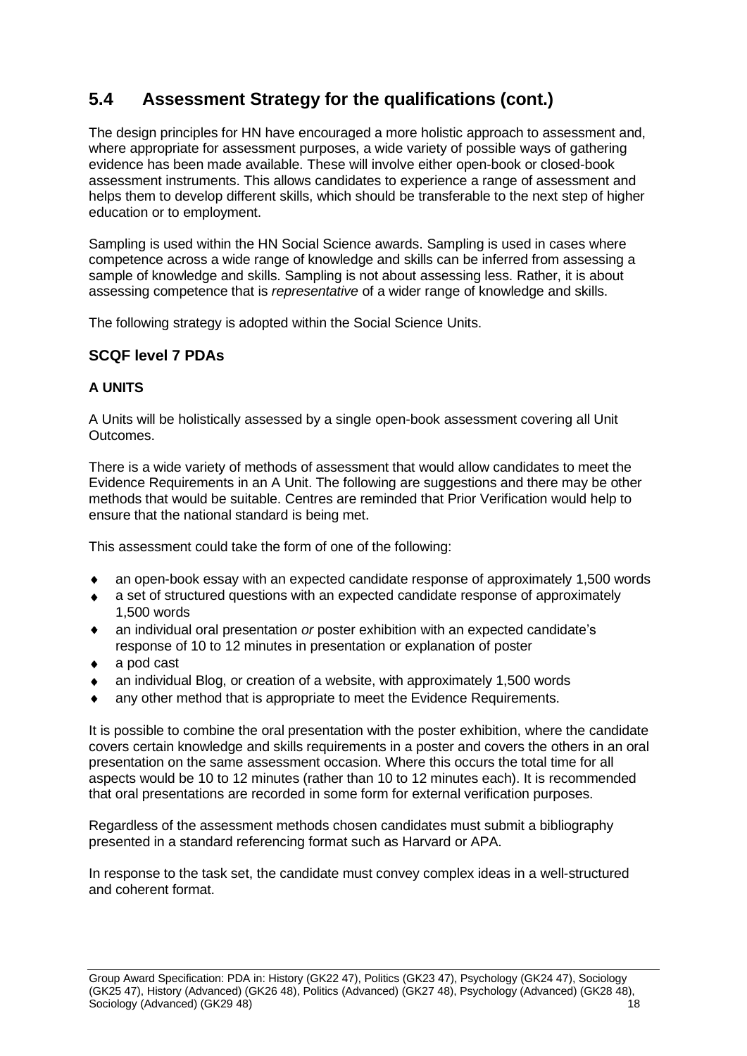## 5.4 Assessment Strategy for the qualifications (cont.)

The design principles for HN have encouraged a more holistic approach to assessment and, where appropriate for assessment purposes, a wide variety of possible ways of gathering evidence has been made available. These will involve either open-book or closed-book assessment instruments. This allows candidates to experience a range of assessment and helps them to develop different skills, which should be transferable to the next step of higher education or to employment.

Sampling is used within the HN Social Science awards. Sampling is used in cases where competence across a wide range of knowledge and skills can be inferred from assessing a sample of knowledge and skills. Sampling is not about assessing less. Rather, it is about assessing competence that is *representative* of a wider range of knowledge and skills.

The following strategy is adopted within the Social Science Units.

### SCQF level 7 PDAs

#### A UNITS

A Units will be holistically assessed by a single open-book assessment covering all Unit Outcomes.

There is a wide variety of methods of assessment that would allow candidates to meet the Evidence Requirements in an A Unit. The following are suggestions and there may be other methods that would be suitable. Centres are reminded that Prior Verification would help to ensure that the national standard is being met.

This assessment could take the form of one of the following:

- an open-book essay with an expected candidate response of approximately 1,500 words
- a set of structured questions with an expected candidate response of approximately 1,500 words
- an individual oral presentation *or* poster exhibition with an expected candidate's response of 10 to 12 minutes in presentation or explanation of poster
- a pod cast
- an individual Blog, or creation of a website, with approximately 1,500 words
- any other method that is appropriate to meet the Evidence Requirements.

It is possible to combine the oral presentation with the poster exhibition, where the candidate covers certain knowledge and skills requirements in a poster and covers the others in an oral presentation on the same assessment occasion. Where this occurs the total time for all aspects would be 10 to 12 minutes (rather than 10 to 12 minutes each). It is recommended that oral presentations are recorded in some form for external verification purposes.

Regardless of the assessment methods chosen candidates must submit a bibliography presented in a standard referencing format such as Harvard or APA.

In response to the task set, the candidate must convey complex ideas in a well-structured and coherent format.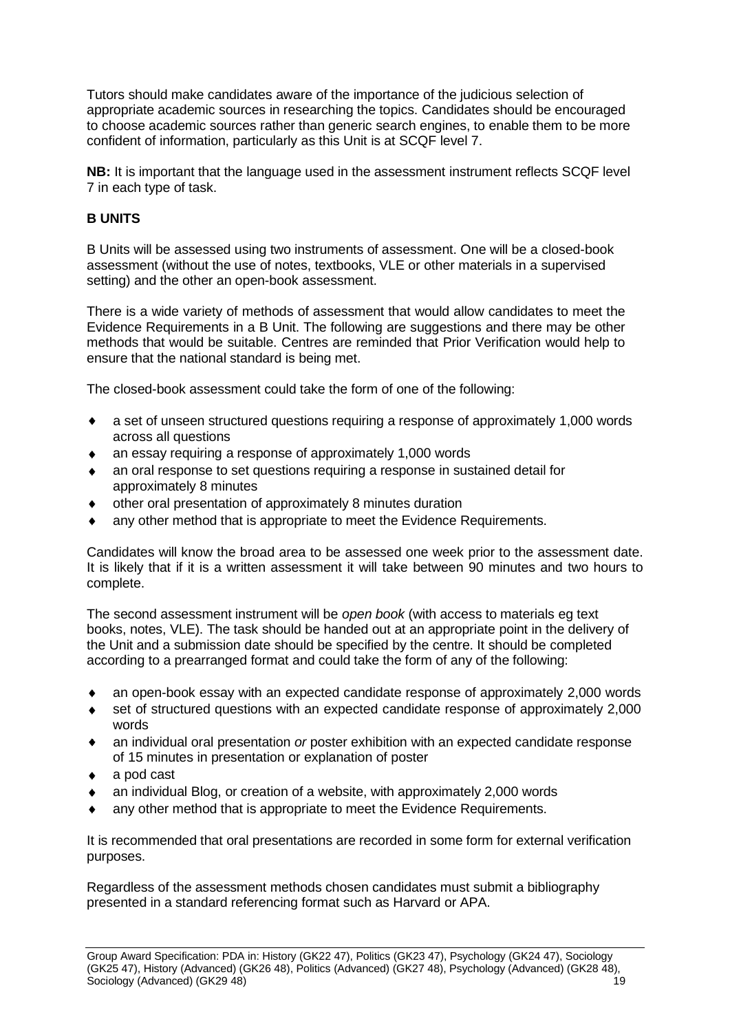Tutors should make candidates aware of the importance of the judicious selection of appropriate academic sources in researching the topics. Candidates should be encouraged to choose academic sources rather than generic search engines, to enable them to be more confident of information, particularly as this Unit is at SCQF level 7.

**NB:** It is important that the language used in the assessment instrument reflects SCQF level 7 in each type of task.

### B UNITS

B Units will be assessed using two instruments of assessment. One will be a closed-book assessment (without the use of notes, textbooks, VLE or other materials in a supervised setting) and the other an open-book assessment.

There is a wide variety of methods of assessment that would allow candidates to meet the Evidence Requirements in a B Unit. The following are suggestions and there may be other methods that would be suitable. Centres are reminded that Prior Verification would help to ensure that the national standard is being met.

The closed-book assessment could take the form of one of the following:

- a set of unseen structured questions requiring a response of approximately 1,000 words across all questions
- an essay requiring a response of approximately 1,000 words
- an oral response to set questions requiring a response in sustained detail for approximately 8 minutes
- other oral presentation of approximately 8 minutes duration
- any other method that is appropriate to meet the Evidence Requirements.

Candidates will know the broad area to be assessed one week prior to the assessment date. It is likely that if it is a written assessment it will take between 90 minutes and two hours to complete.

The second assessment instrument will be *open book* (with access to materials eg text books, notes, VLE). The task should be handed out at an appropriate point in the delivery of the Unit and a submission date should be specified by the centre. It should be completed according to a prearranged format and could take the form of any of the following:

- an open-book essay with an expected candidate response of approximately 2,000 words
- set of structured questions with an expected candidate response of approximately 2,000 words
- an individual oral presentation *or* poster exhibition with an expected candidate response of 15 minutes in presentation or explanation of poster
- a pod cast
- an individual Blog, or creation of a website, with approximately 2,000 words
- any other method that is appropriate to meet the Evidence Requirements.

It is recommended that oral presentations are recorded in some form for external verification purposes.

Regardless of the assessment methods chosen candidates must submit a bibliography presented in a standard referencing format such as Harvard or APA.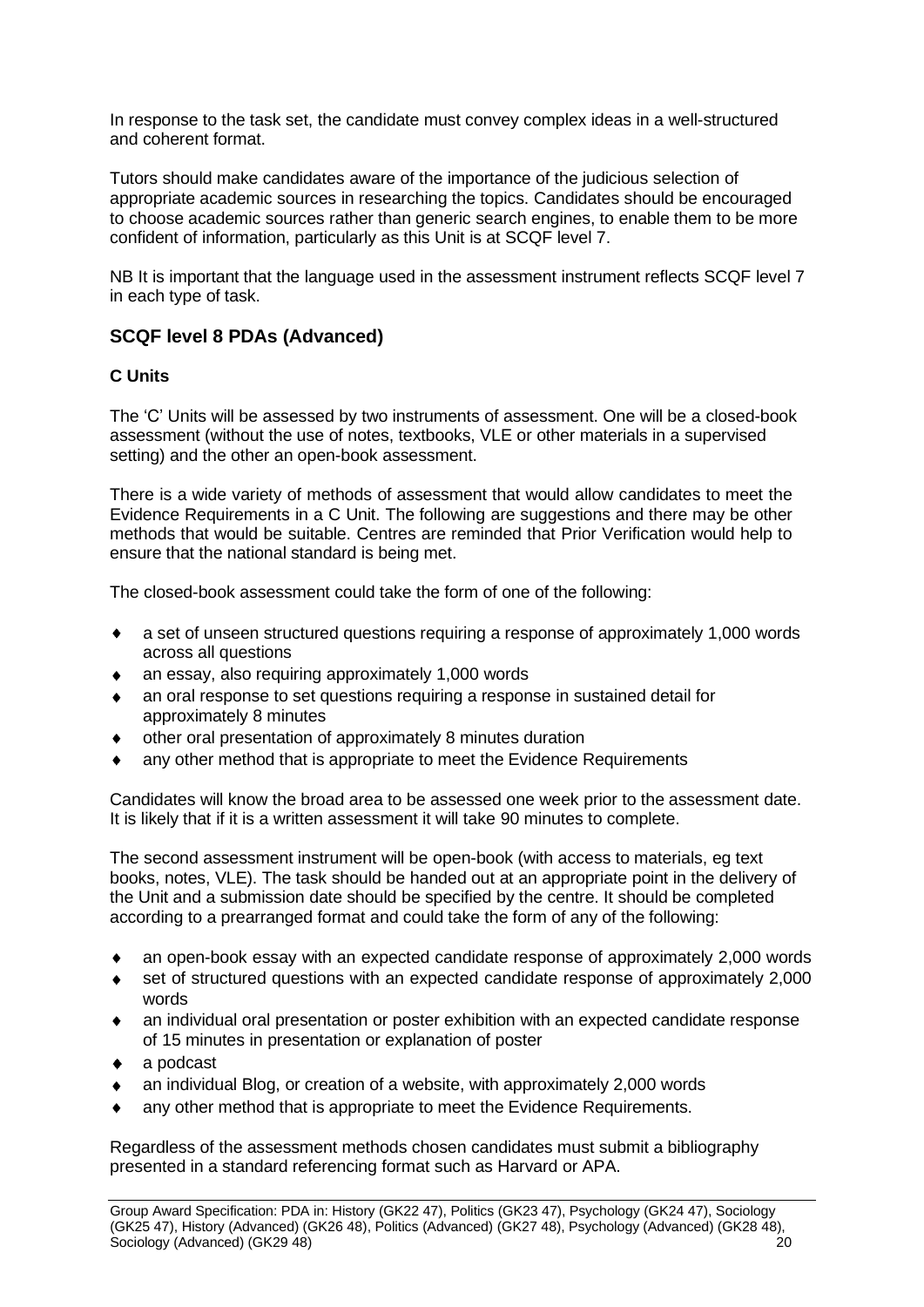In response to the task set, the candidate must convey complex ideas in a well-structured and coherent format.

Tutors should make candidates aware of the importance of the judicious selection of appropriate academic sources in researching the topics. Candidates should be encouraged to choose academic sources rather than generic search engines, to enable them to be more confident of information, particularly as this Unit is at SCQF level 7.

NB It is important that the language used in the assessment instrument reflects SCQF level 7 in each type of task.

## SCQF level 8 PDAs (Advanced)

### C Units

The 'C' Units will be assessed by two instruments of assessment. One will be a closed-book assessment (without the use of notes, textbooks, VLE or other materials in a supervised setting) and the other an open-book assessment.

There is a wide variety of methods of assessment that would allow candidates to meet the Evidence Requirements in a C Unit. The following are suggestions and there may be other methods that would be suitable. Centres are reminded that Prior Verification would help to ensure that the national standard is being met.

The closed-book assessment could take the form of one of the following:

- a set of unseen structured questions requiring a response of approximately 1,000 words across all questions
- an essay, also requiring approximately 1,000 words
- an oral response to set questions requiring a response in sustained detail for approximately 8 minutes
- other oral presentation of approximately 8 minutes duration
- any other method that is appropriate to meet the Evidence Requirements

Candidates will know the broad area to be assessed one week prior to the assessment date. It is likely that if it is a written assessment it will take 90 minutes to complete.

The second assessment instrument will be open-book (with access to materials, eg text books, notes, VLE). The task should be handed out at an appropriate point in the delivery of the Unit and a submission date should be specified by the centre. It should be completed according to a prearranged format and could take the form of any of the following:

- an open-book essay with an expected candidate response of approximately 2,000 words
- set of structured questions with an expected candidate response of approximately 2,000 words
- an individual oral presentation or poster exhibition with an expected candidate response of 15 minutes in presentation or explanation of poster
- a podcast
- an individual Blog, or creation of a website, with approximately 2,000 words
- any other method that is appropriate to meet the Evidence Requirements.

Regardless of the assessment methods chosen candidates must submit a bibliography presented in a standard referencing format such as Harvard or APA.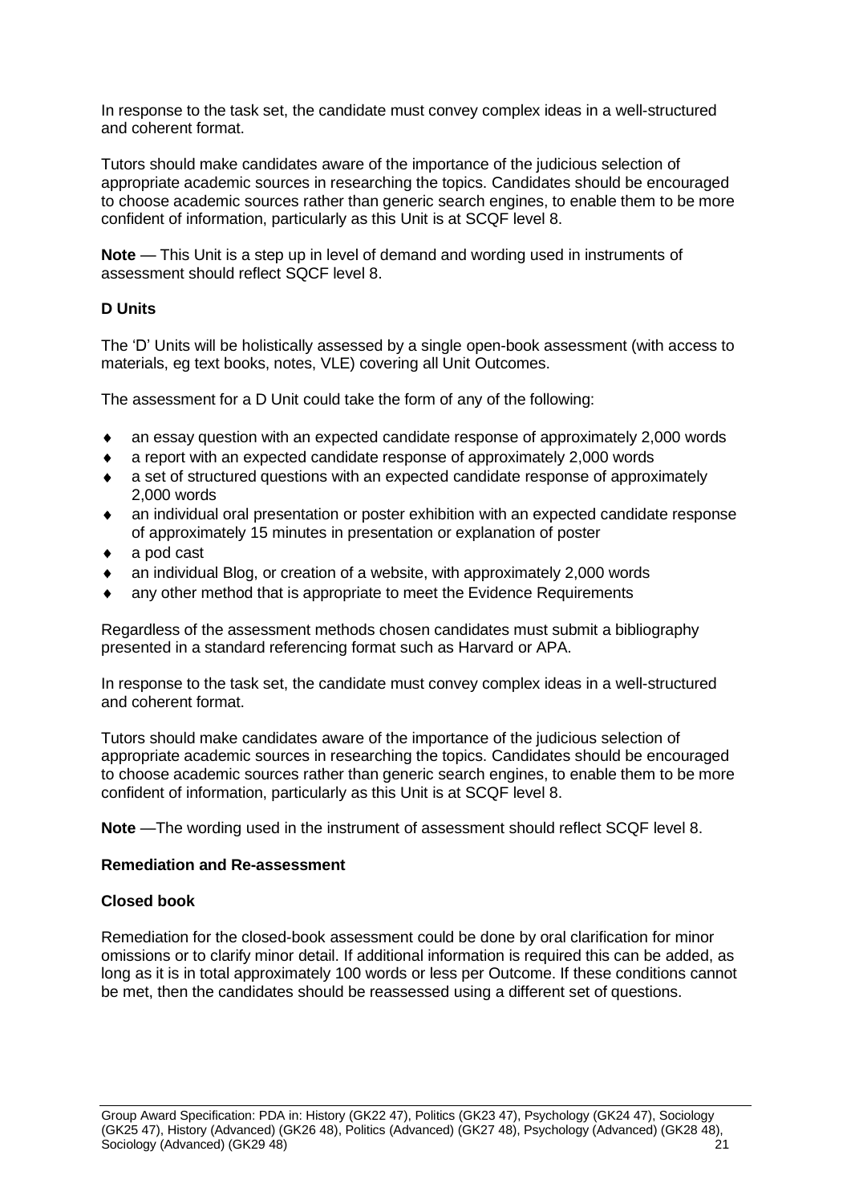In response to the task set, the candidate must convey complex ideas in a well-structured and coherent format.

Tutors should make candidates aware of the importance of the judicious selection of appropriate academic sources in researching the topics. Candidates should be encouraged to choose academic sources rather than generic search engines, to enable them to be more confident of information, particularly as this Unit is at SCQF level 8.

**Note** — This Unit is a step up in level of demand and wording used in instruments of assessment should reflect SQCF level 8.

### D Units

The 'D' Units will be holistically assessed by a single open-book assessment (with access to materials, eg text books, notes, VLE) covering all Unit Outcomes.

The assessment for a D Unit could take the form of any of the following:

- an essay question with an expected candidate response of approximately 2,000 words
- a report with an expected candidate response of approximately 2,000 words
- a set of structured questions with an expected candidate response of approximately 2,000 words
- an individual oral presentation or poster exhibition with an expected candidate response of approximately 15 minutes in presentation or explanation of poster
- a pod cast
- an individual Blog, or creation of a website, with approximately 2,000 words
- any other method that is appropriate to meet the Evidence Requirements

Regardless of the assessment methods chosen candidates must submit a bibliography presented in a standard referencing format such as Harvard or APA.

In response to the task set, the candidate must convey complex ideas in a well-structured and coherent format.

Tutors should make candidates aware of the importance of the judicious selection of appropriate academic sources in researching the topics. Candidates should be encouraged to choose academic sources rather than generic search engines, to enable them to be more confident of information, particularly as this Unit is at SCQF level 8.

**Note** —The wording used in the instrument of assessment should reflect SCQF level 8.

### Remediation and Re-assessment

#### Closed book

Remediation for the closed-book assessment could be done by oral clarification for minor omissions or to clarify minor detail. If additional information is required this can be added, as long as it is in total approximately 100 words or less per Outcome. If these conditions cannot be met, then the candidates should be reassessed using a different set of questions.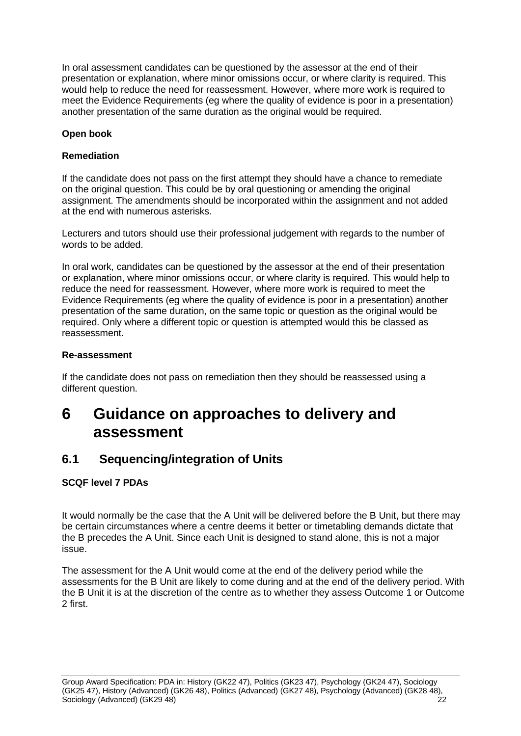In oral assessment candidates can be questioned by the assessor at the end of their presentation or explanation, where minor omissions occur, or where clarity is required. This would help to reduce the need for reassessment. However, where more work is required to meet the Evidence Requirements (eg where the quality of evidence is poor in a presentation) another presentation of the same duration as the original would be required.

**Open book**

**Remediation**

If the candidate does not pass on the first attempt they should have a chance to remediate on the original question. This could be by oral questioning or amending the original assignment. The amendments should be incorporated within the assignment and not added at the end with numerous asterisks.

Lecturers and tutors should use their professional judgement with regards to the number of words to be added.

In oral work, candidates can be questioned by the assessor at the end of their presentation or explanation, where minor omissions occur, or where clarity is required. This would help to reduce the need for reassessment. However, where more work is required to meet the Evidence Requirements (eg where the quality of evidence is poor in a presentation) another presentation of the same duration, on the same topic or question as the original would be required. Only where a different topic or question is attempted would this be classed as reassessment.

**Re-assessment**

If the candidate does not pass on remediation then they should be reassessed using a different question.

# 6 Guidance on approaches to delivery and assessment

## 6.1 Sequencing/integration of Units

**SCQF level 7 PDAs**

It would normally be the case that the A Unit will be delivered before the B Unit, but there may be certain circumstances where a centre deems it better or timetabling demands dictate that the B precedes the A Unit. Since each Unit is designed to stand alone, this is not a major issue.

The assessment for the A Unit would come at the end of the delivery period while the assessments for the B Unit are likely to come during and at the end of the delivery period. With the B Unit it is at the discretion of the centre as to whether they assess Outcome 1 or Outcome 2 first.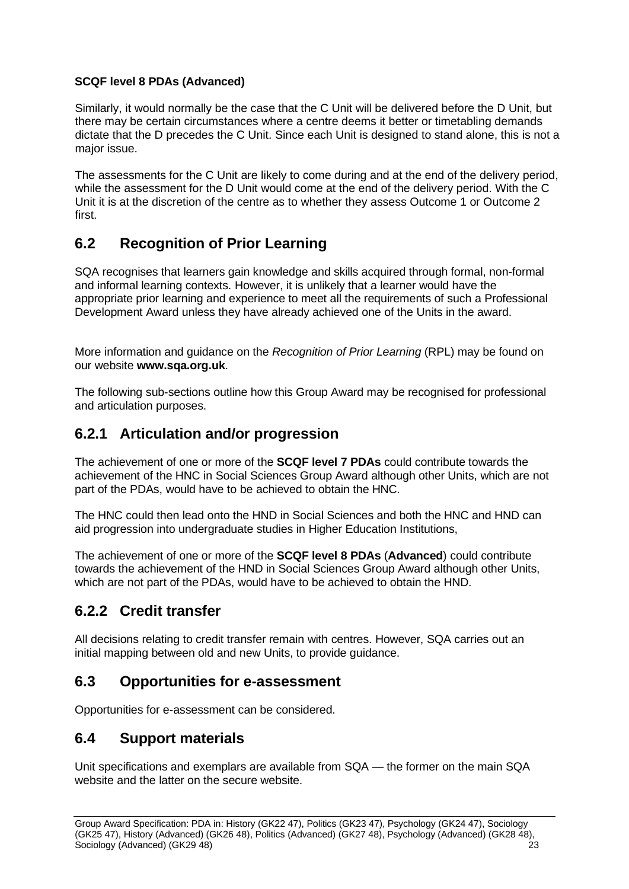**SCQF level 8 PDAs (Advanced)**

Similarly, it would normally be the case that the C Unit will be delivered before the D Unit, but there may be certain circumstances where a centre deems it better or timetabling demands dictate that the D precedes the C Unit. Since each Unit is designed to stand alone, this is not a major issue.

The assessments for the C Unit are likely to come during and at the end of the delivery period, while the assessment for the D Unit would come at the end of the delivery period. With the C Unit it is at the discretion of the centre as to whether they assess Outcome 1 or Outcome 2 first.

## 6.2 Recognition of Prior Learning

SQA recognises that learners gain knowledge and skills acquired through formal, non-formal and informal learning contexts. However, it is unlikely that a learner would have the appropriate prior learning and experience to meet all the requirements of such a Professional Development Award unless they have already achieved one of the Units in the award.

More information and guidance on the *Recognition of Prior Learning* (RPL) may be found on our website **www.sqa.org.uk**.

The following sub-sections outline how this Group Award may be recognised for professional and articulation purposes.

### 6.2.1 Articulation and/or progression

The achievement of one or more of the **SCQF level 7 PDAs** could contribute towards the achievement of the HNC in Social Sciences Group Award although other Units, which are not part of the PDAs, would have to be achieved to obtain the HNC.

The HNC could then lead onto the HND in Social Sciences and both the HNC and HND can aid progression into undergraduate studies in Higher Education Institutions,

The achievement of one or more of the **SCQF level 8 PDAs** (**Advanced**) could contribute towards the achievement of the HND in Social Sciences Group Award although other Units, which are not part of the PDAs, would have to be achieved to obtain the HND.

### 6.2.2 Credit transfer

All decisions relating to credit transfer remain with centres. However, SQA carries out an initial mapping between old and new Units, to provide guidance.

## 6.3 Opportunities for e-assessment

Opportunities for e-assessment can be considered.

## 6.4 Support materials

Unit specifications and exemplars are available from SQA — the former on the main SQA website and the latter on the secure website.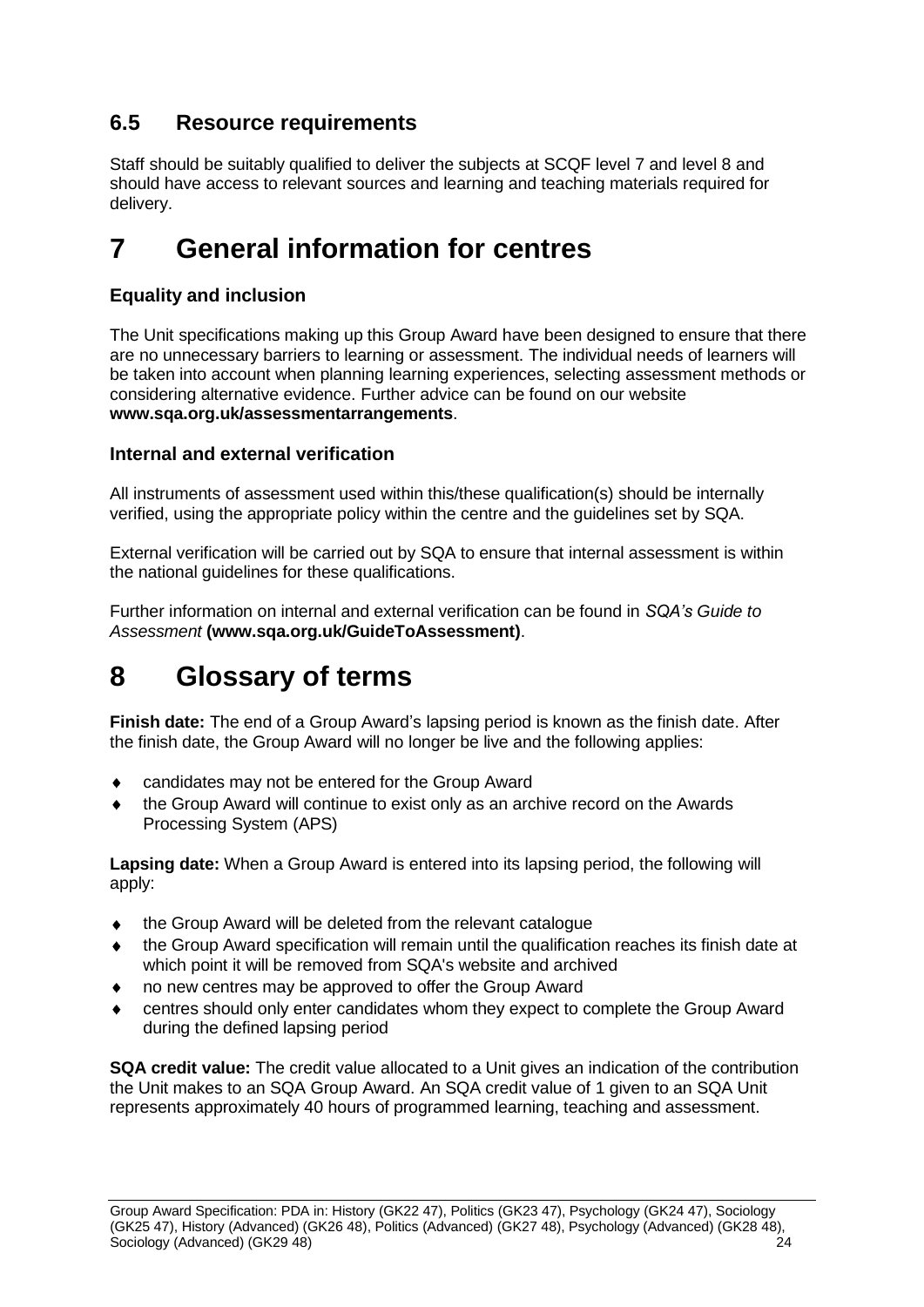## 6.5 Resource requirements

Staff should be suitably qualified to deliver the subjects at SCQF level 7 and level 8 and should have access to relevant sources and learning and teaching materials required for delivery.

# 7 General information for centres

### Equality and inclusion

The Unit specifications making up this Group Award have been designed to ensure that there are no unnecessary barriers to learning or assessment. The individual needs of learners will be taken into account when planning learning experiences, selecting assessment methods or considering alternative evidence. Further advice can be found on our website **www.sqa.org.uk/assessmentarrangements**.

### Internal and external verification

All instruments of assessment used within this/these qualification(s) should be internally verified, using the appropriate policy within the centre and the guidelines set by SQA.

External verification will be carried out by SQA to ensure that internal assessment is within the national guidelines for these qualifications.

Further information on internal and external verification can be found in *SQA's Guide to Assessment* **(www.sqa.org.uk/GuideToAssessment)**.

# 8 Glossary of terms

**Finish date:** The end of a Group Award's lapsing period is known as the finish date. After the finish date, the Group Award will no longer be live and the following applies:

- candidates may not be entered for the Group Award
- the Group Award will continue to exist only as an archive record on the Awards Processing System (APS)

**Lapsing date:** When a Group Award is entered into its lapsing period, the following will apply:

- the Group Award will be deleted from the relevant catalogue
- the Group Award specification will remain until the qualification reaches its finish date at which point it will be removed from SQA's website and archived
- no new centres may be approved to offer the Group Award
- centres should only enter candidates whom they expect to complete the Group Award during the defined lapsing period

**SQA credit value:** The credit value allocated to a Unit gives an indication of the contribution the Unit makes to an SQA Group Award. An SQA credit value of 1 given to an SQA Unit represents approximately 40 hours of programmed learning, teaching and assessment.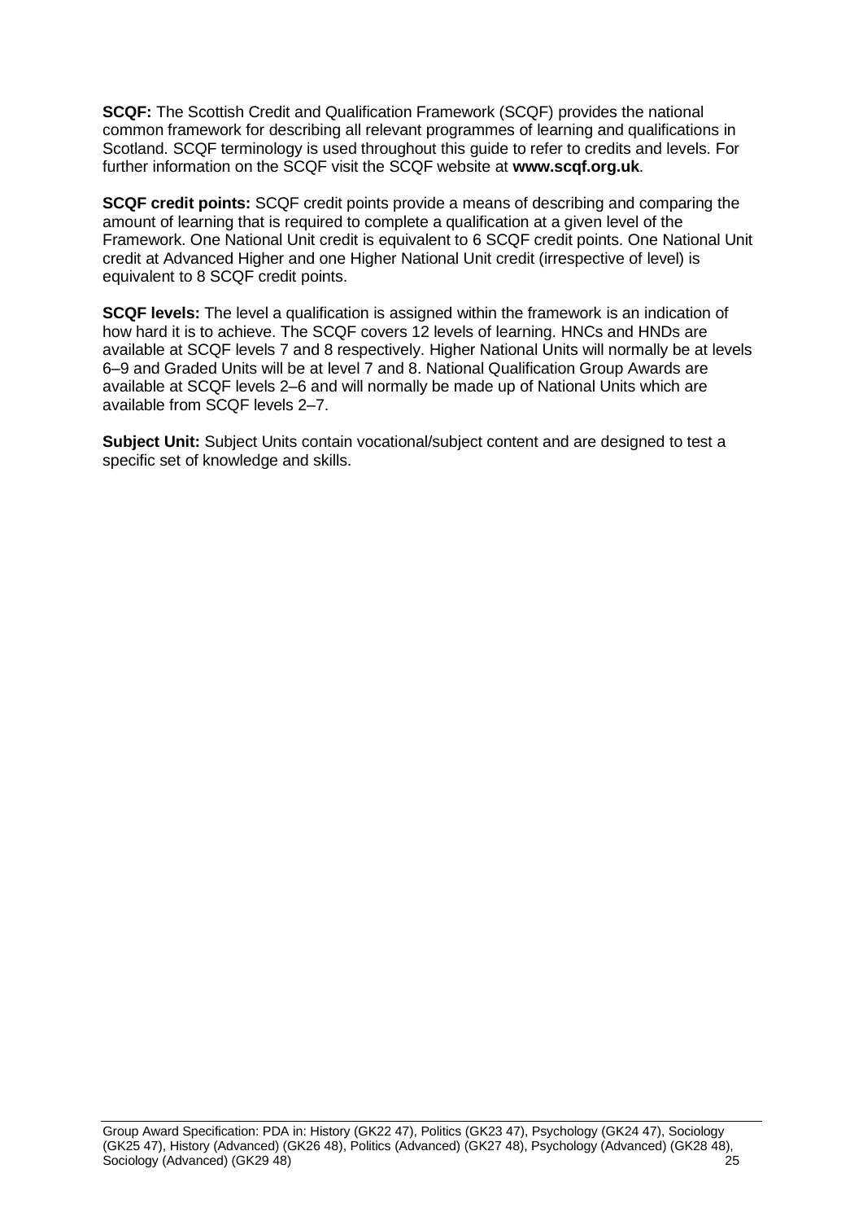**SCQF:** The Scottish Credit and Qualification Framework (SCQF) provides the national common framework for describing all relevant programmes of learning and qualifications in Scotland. SCQF terminology is used throughout this guide to refer to credits and levels. For further information on the SCQF visit the SCQF website at **www.scqf.org.uk**.

**SCQF credit points:** SCQF credit points provide a means of describing and comparing the amount of learning that is required to complete a qualification at a given level of the Framework. One National Unit credit is equivalent to 6 SCQF credit points. One National Unit credit at Advanced Higher and one Higher National Unit credit (irrespective of level) is equivalent to 8 SCQF credit points.

**SCQF levels:** The level a qualification is assigned within the framework is an indication of how hard it is to achieve. The SCQF covers 12 levels of learning. HNCs and HNDs are available at SCQF levels 7 and 8 respectively. Higher National Units will normally be at levels 6–9 and Graded Units will be at level 7 and 8. National Qualification Group Awards are available at SCQF levels 2–6 and will normally be made up of National Units which are available from SCQF levels 2–7.

**Subject Unit:** Subject Units contain vocational/subject content and are designed to test a specific set of knowledge and skills.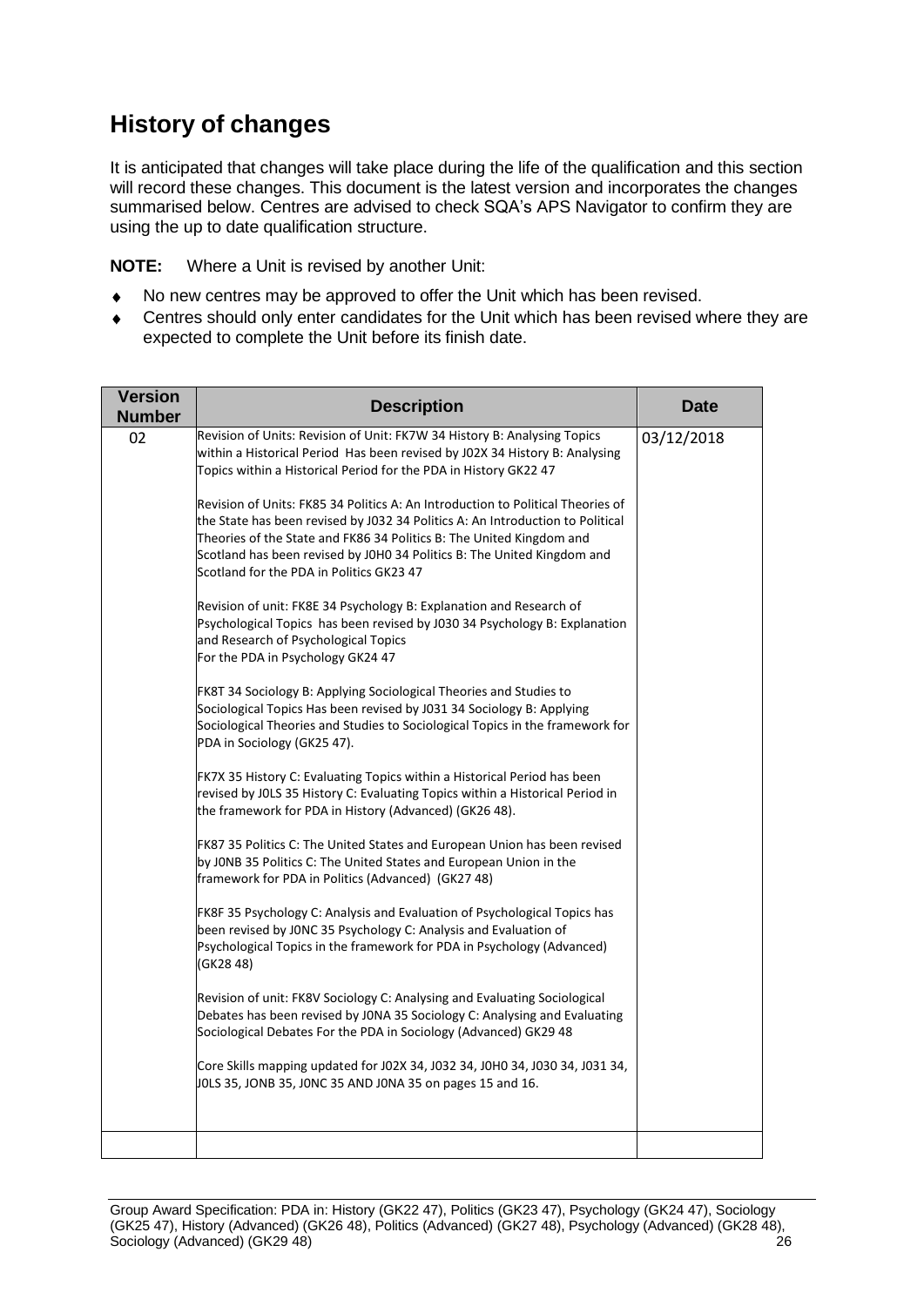## History of changes

It is anticipated that changes will take place during the life of the qualification and this section will record these changes. This document is the latest version and incorporates the changes summarised below. Centres are advised to check SQA's APS Navigator to confirm they are using the up to date qualification structure.

**NOTE:** Where a Unit is revised by another Unit:

- No new centres may be approved to offer the Unit which has been revised.
- Centres should only enter candidates for the Unit which has been revised where they are expected to complete the Unit before its finish date.

| Version Number | Description | Date |
|---|---|---|
| 02 | Revision of Units: Revision of Unit: FK7W 34 History B: Analysing Topics within a Historical Period Has been revised by J02X 34 History B: Analysing Topics within a Historical Period for the PDA in History GK22 47<br><br>Revision of Units: FK85 34 Politics A: An Introduction to Political Theories of the State has been revised by J032 34 Politics A: An Introduction to Political Theories of the State and FK86 34 Politics B: The United Kingdom and Scotland has been revised by J0H0 34 Politics B: The United Kingdom and Scotland for the PDA in Politics GK23 47<br><br>Revision of unit: FK8E 34 Psychology B: Explanation and Research of Psychological Topics has been revised by J030 34 Psychology B: Explanation and Research of Psychological Topics For the PDA in Psychology GK24 47<br><br>FK8T 34 Sociology B: Applying Sociological Theories and Studies to Sociological Topics Has been revised by J031 34 Sociology B: Applying Sociological Theories and Studies to Sociological Topics in the framework for PDA in Sociology (GK25 47).<br><br>FK7X 35 History C: Evaluating Topics within a Historical Period has been revised by J0LS 35 History C: Evaluating Topics within a Historical Period in the framework for PDA in History (Advanced) (GK26 48).<br><br>FK87 35 Politics C: The United States and European Union has been revised by J0NB 35 Politics C: The United States and European Union in the framework for PDA in Politics (Advanced) (GK27 48)<br><br>FK8F 35 Psychology C: Analysis and Evaluation of Psychological Topics has been revised by J0NC 35 Psychology C: Analysis and Evaluation of Psychological Topics in the framework for PDA in Psychology (Advanced) (GK28 48)<br><br>Revision of unit: FK8V Sociology C: Analysing and Evaluating Sociological Debates has been revised by J0NA 35 Sociology C: Analysing and Evaluating Sociological Debates For the PDA in Sociology (Advanced) GK29 48<br><br>Core Skills mapping updated for J02X 34, J032 34, J0H0 34, J030 34, J031 34, J0LS 35, JONB 35, J0NC 35 AND J0NA 35 on pages 15 and 16. | 03/12/2018 |
| | | |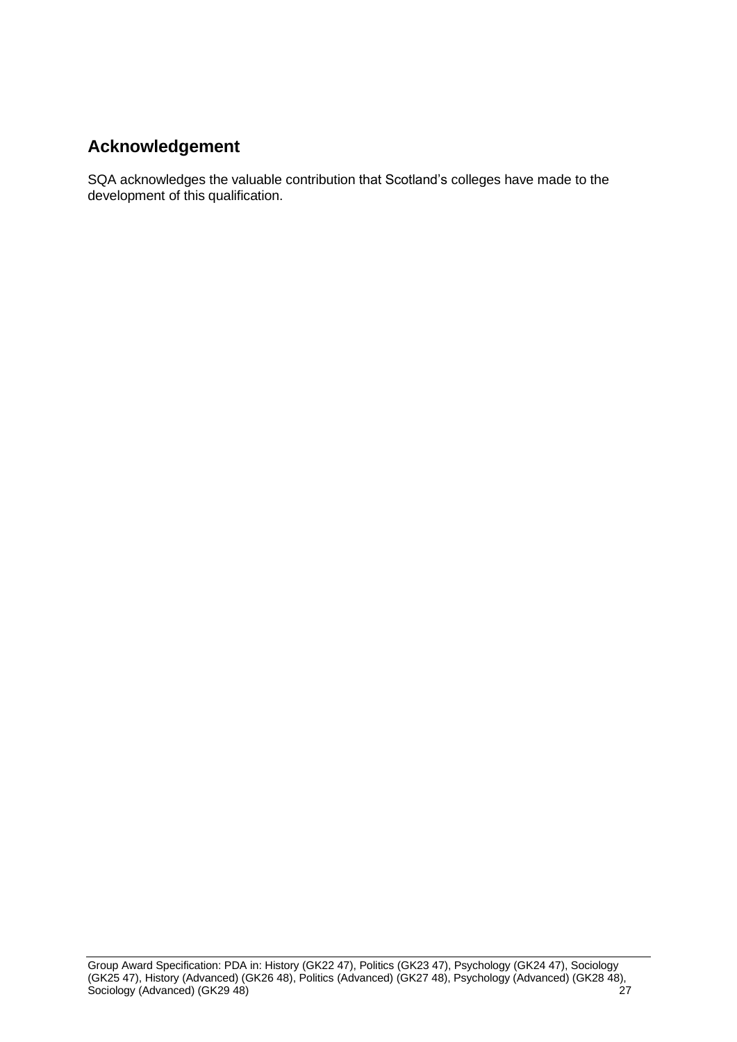## Acknowledgement

SQA acknowledges the valuable contribution that Scotland's colleges have made to the development of this qualification.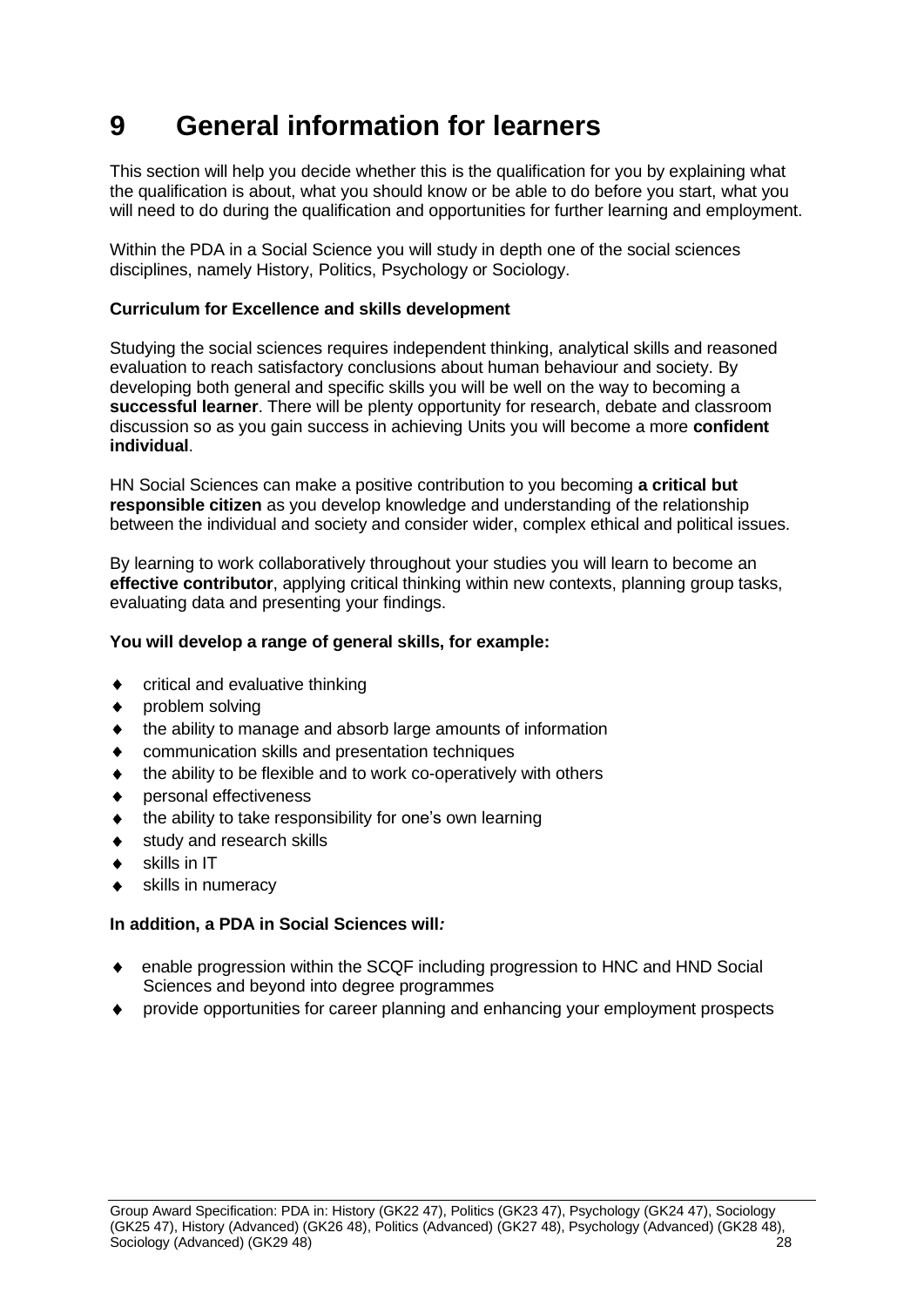# 9 General information for learners

This section will help you decide whether this is the qualification for you by explaining what the qualification is about, what you should know or be able to do before you start, what you will need to do during the qualification and opportunities for further learning and employment.

Within the PDA in a Social Science you will study in depth one of the social sciences disciplines, namely History, Politics, Psychology or Sociology.

**Curriculum for Excellence and skills development**

Studying the social sciences requires independent thinking, analytical skills and reasoned evaluation to reach satisfactory conclusions about human behaviour and society. By developing both general and specific skills you will be well on the way to becoming a **successful learner**. There will be plenty opportunity for research, debate and classroom discussion so as you gain success in achieving Units you will become a more **confident individual**.

HN Social Sciences can make a positive contribution to you becoming **a critical but responsible citizen** as you develop knowledge and understanding of the relationship between the individual and society and consider wider, complex ethical and political issues.

By learning to work collaboratively throughout your studies you will learn to become an **effective contributor**, applying critical thinking within new contexts, planning group tasks, evaluating data and presenting your findings.

**You will develop a range of general skills, for example:**

- critical and evaluative thinking
- problem solving
- the ability to manage and absorb large amounts of information
- communication skills and presentation techniques
- the ability to be flexible and to work co-operatively with others
- personal effectiveness
- the ability to take responsibility for one's own learning
- study and research skills
- skills in IT
- skills in numeracy

**In addition, a PDA in Social Sciences will*:***

- enable progression within the SCQF including progression to HNC and HND Social Sciences and beyond into degree programmes
- provide opportunities for career planning and enhancing your employment prospects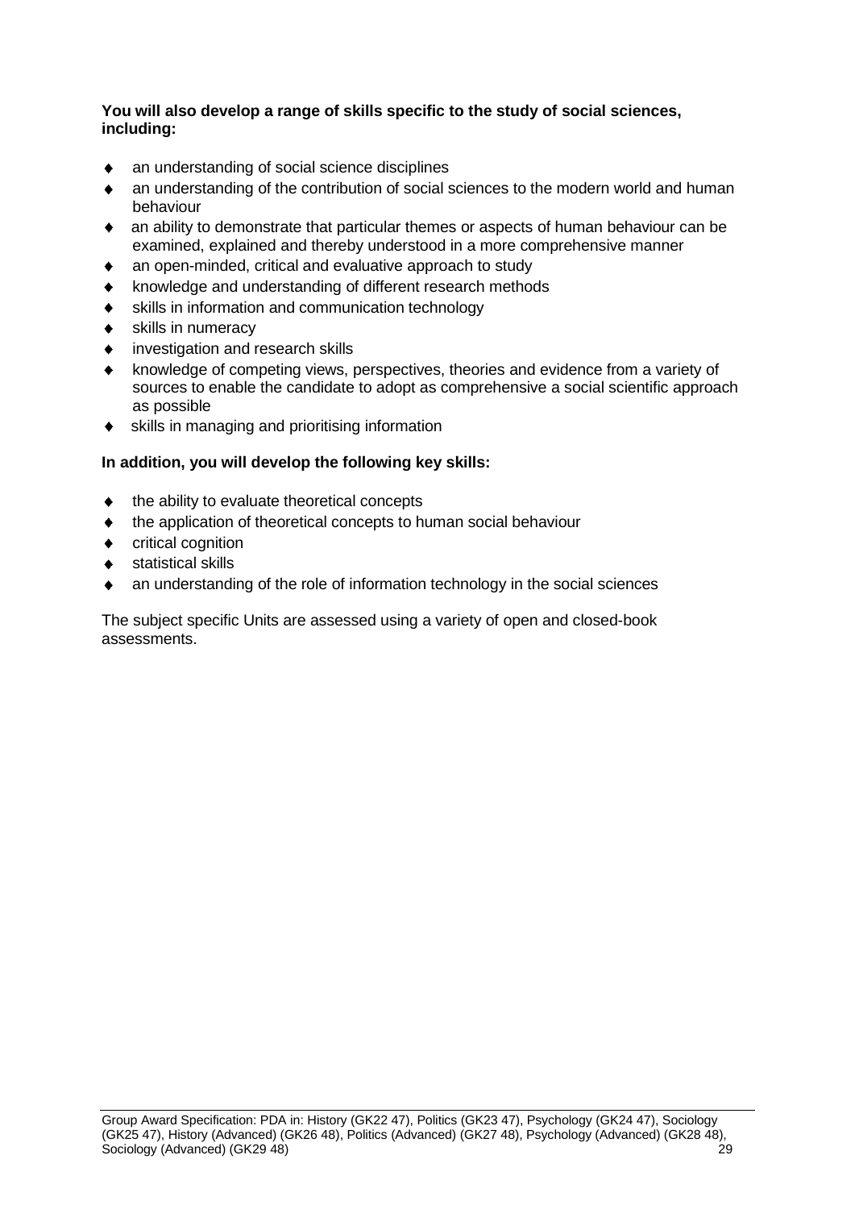**You will also develop a range of skills specific to the study of social sciences, including:**

- an understanding of social science disciplines
- an understanding of the contribution of social sciences to the modern world and human behaviour
- an ability to demonstrate that particular themes or aspects of human behaviour can be examined, explained and thereby understood in a more comprehensive manner
- an open-minded, critical and evaluative approach to study
- knowledge and understanding of different research methods
- skills in information and communication technology
- skills in numeracy
- investigation and research skills
- knowledge of competing views, perspectives, theories and evidence from a variety of sources to enable the candidate to adopt as comprehensive a social scientific approach as possible
- skills in managing and prioritising information

**In addition, you will develop the following key skills:**

- the ability to evaluate theoretical concepts
- the application of theoretical concepts to human social behaviour
- critical cognition
- statistical skills
- an understanding of the role of information technology in the social sciences

The subject specific Units are assessed using a variety of open and closed-book assessments.